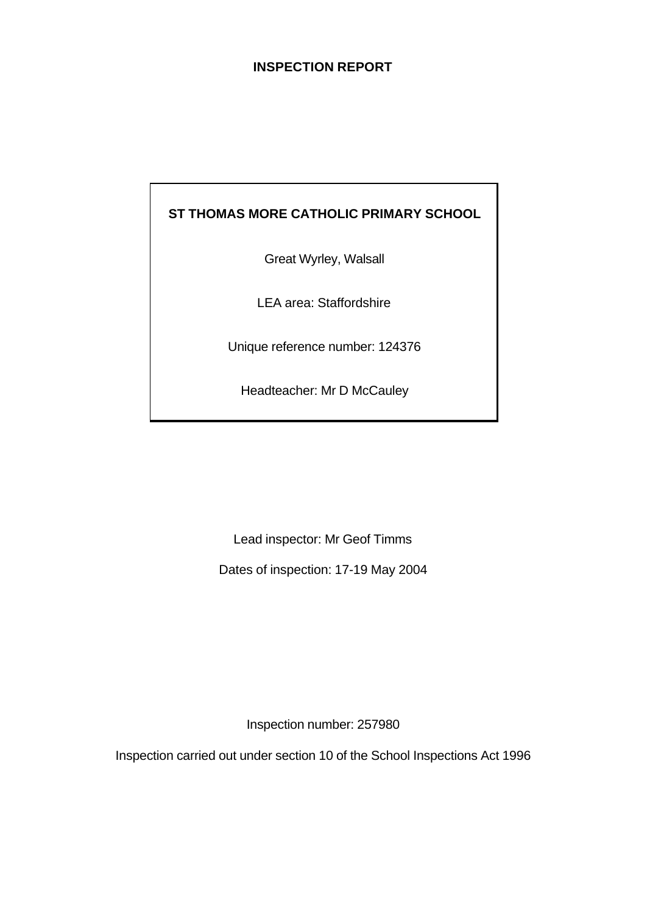# INSPECTION REPORT

**ST THOMAS MORE CATHOLIC PRIMARY SCHOOL**

Great Wyrley, Walsall

LEA area: Staffordshire

Unique reference number: 124376

Headteacher: Mr D McCauley

Lead inspector: Mr Geof Timms

Dates of inspection: 17-19 May 2004

Inspection number: 257980

Inspection carried out under section 10 of the School Inspections Act 1996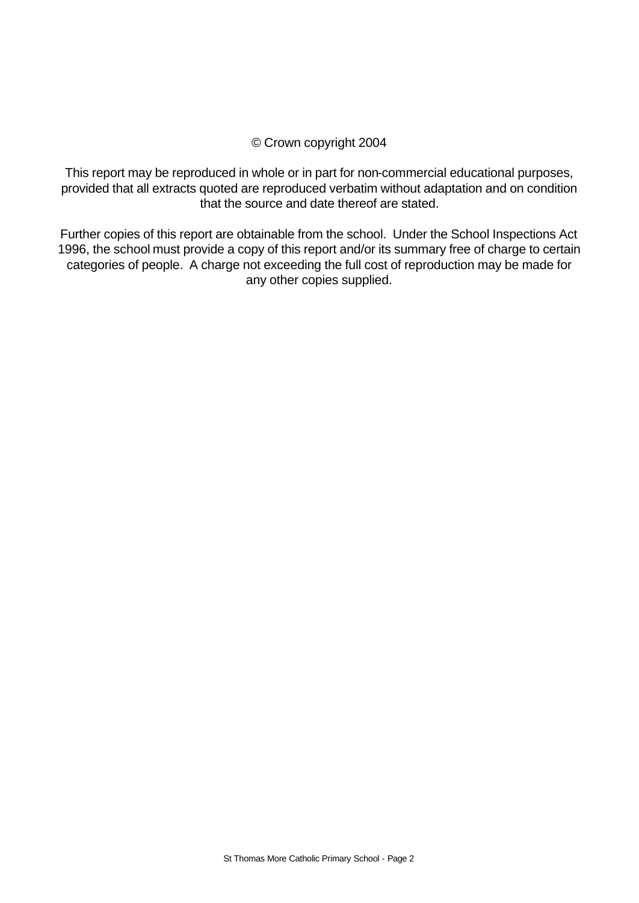© Crown copyright 2004

This report may be reproduced in whole or in part for non-commercial educational purposes, provided that all extracts quoted are reproduced verbatim without adaptation and on condition that the source and date thereof are stated.

Further copies of this report are obtainable from the school. Under the School Inspections Act 1996, the school must provide a copy of this report and/or its summary free of charge to certain categories of people. A charge not exceeding the full cost of reproduction may be made for any other copies supplied.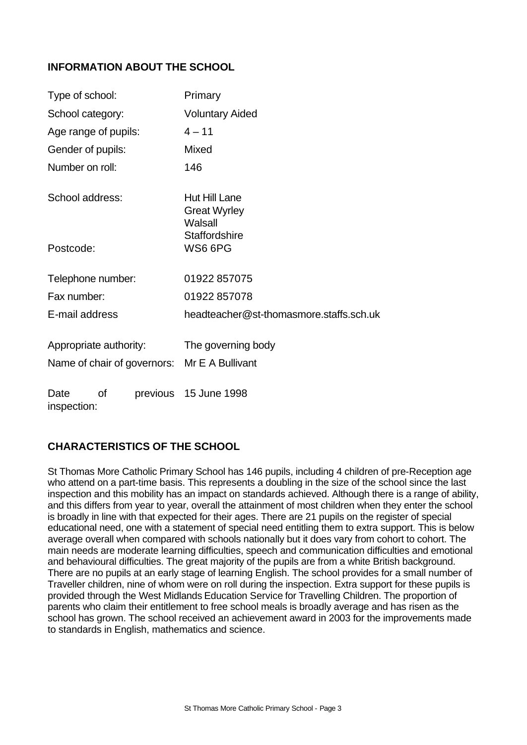## INFORMATION ABOUT THE SCHOOL

| | |
|---|---|
| Type of school: | Primary |
| School category: | Voluntary Aided |
| Age range of pupils: | 4 – 11 |
| Gender of pupils: | Mixed |
| Number on roll: | 146 |
| School address: | Hut Hill Lane<br>Great Wyrley<br>Walsall<br>Staffordshire |
| Postcode: | WS6 6PG |
| Telephone number: | 01922 857075 |
| Fax number: | 01922 857078 |
| E-mail address | headteacher@st-thomasmore.staffs.sch.uk |
| Appropriate authority: | The governing body |
| Name of chair of governors: | Mr E A Bullivant |
| Date of previous inspection: | 15 June 1998 |

## CHARACTERISTICS OF THE SCHOOL

St Thomas More Catholic Primary School has 146 pupils, including 4 children of pre-Reception age who attend on a part-time basis. This represents a doubling in the size of the school since the last inspection and this mobility has an impact on standards achieved. Although there is a range of ability, and this differs from year to year, overall the attainment of most children when they enter the school is broadly in line with that expected for their ages. There are 21 pupils on the register of special educational need, one with a statement of special need entitling them to extra support. This is below average overall when compared with schools nationally but it does vary from cohort to cohort. The main needs are moderate learning difficulties, speech and communication difficulties and emotional and behavioural difficulties. The great majority of the pupils are from a white British background. There are no pupils at an early stage of learning English. The school provides for a small number of Traveller children, nine of whom were on roll during the inspection. Extra support for these pupils is provided through the West Midlands Education Service for Travelling Children. The proportion of parents who claim their entitlement to free school meals is broadly average and has risen as the school has grown. The school received an achievement award in 2003 for the improvements made to standards in English, mathematics and science.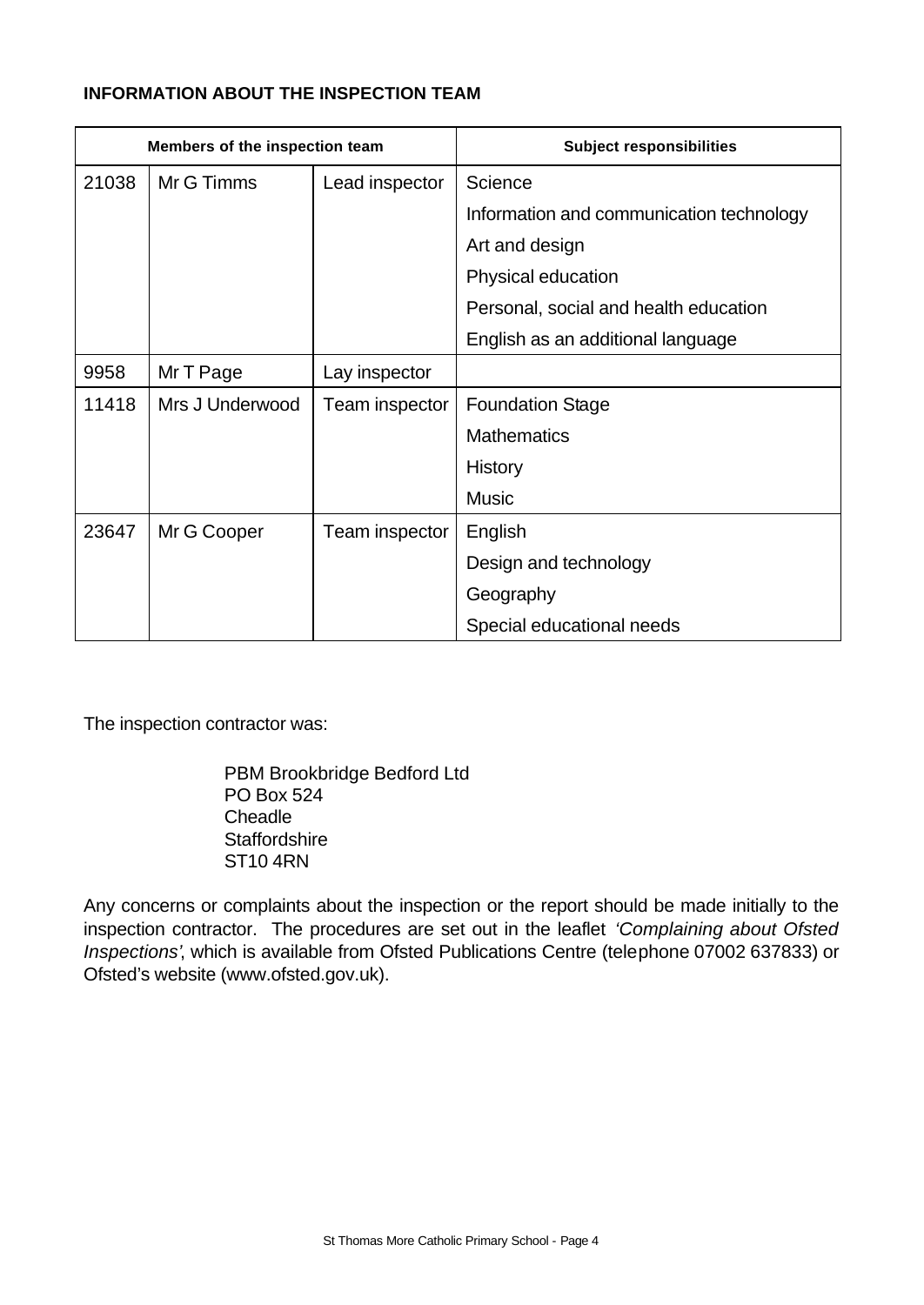**INFORMATION ABOUT THE INSPECTION TEAM**

| Members of the inspection team | | | Subject responsibilities |
|---|---|---|---|
| 21038 | Mr G Timms | Lead inspector | Science |
| | | | Information and communication technology |
| | | | Art and design |
| | | | Physical education |
| | | | Personal, social and health education |
| | | | English as an additional language |
| 9958 | Mr T Page | Lay inspector | |
| 11418 | Mrs J Underwood | Team inspector | Foundation Stage |
| | | | Mathematics |
| | | | History |
| | | | Music |
| 23647 | Mr G Cooper | Team inspector | English |
| | | | Design and technology |
| | | | Geography |
| | | | Special educational needs |

The inspection contractor was:

PBM Brookbridge Bedford Ltd
PO Box 524
Cheadle
Staffordshire
ST10 4RN

Any concerns or complaints about the inspection or the report should be made initially to the inspection contractor. The procedures are set out in the leaflet *'Complaining about Ofsted Inspections'*, which is available from Ofsted Publications Centre (telephone 07002 637833) or Ofsted's website (www.ofsted.gov.uk).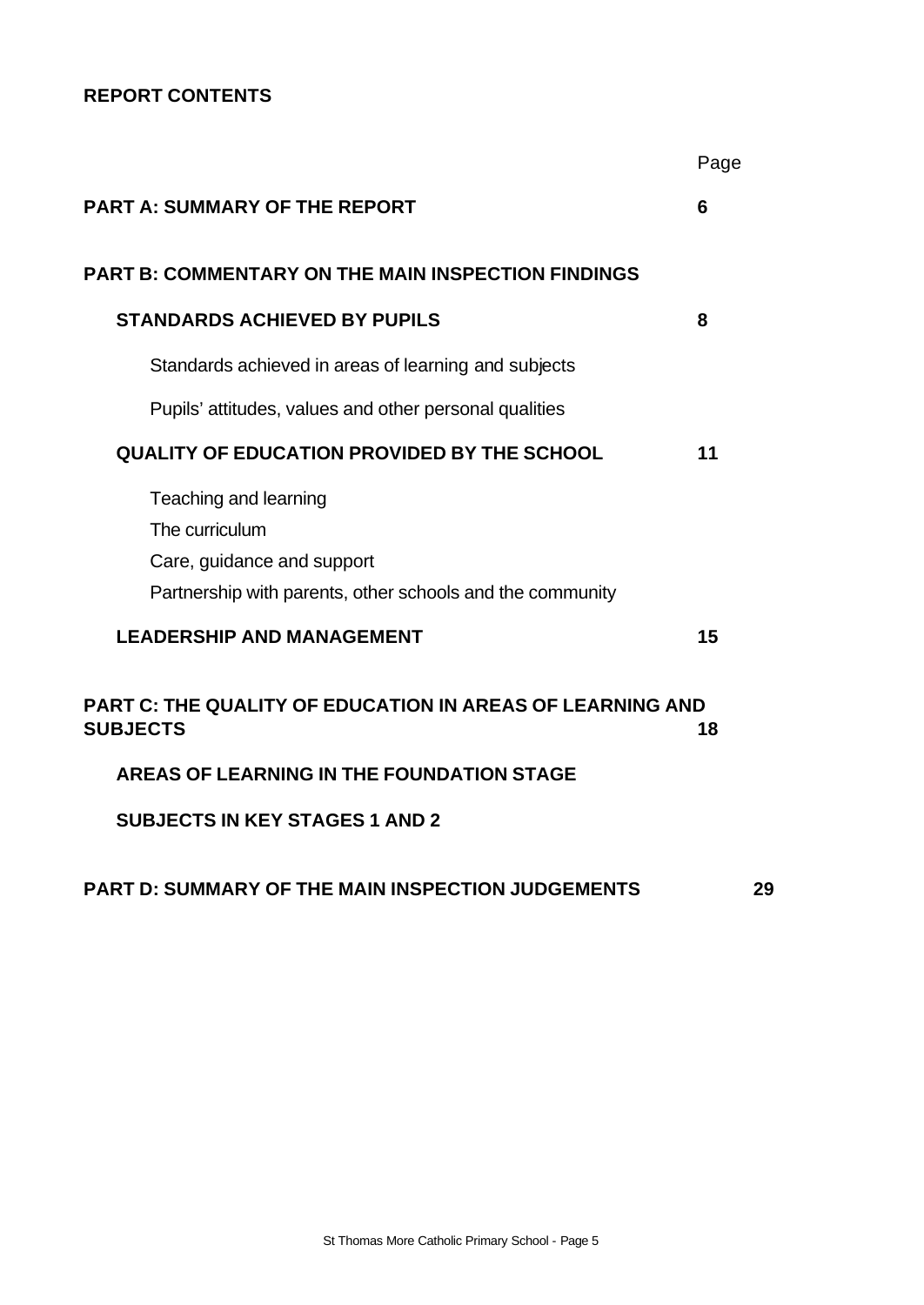**REPORT CONTENTS**

| | Page |
|---|---|
| **PART A: SUMMARY OF THE REPORT** | **6** |
| **PART B: COMMENTARY ON THE MAIN INSPECTION FINDINGS** | |
| **STANDARDS ACHIEVED BY PUPILS** | **8** |
| Standards achieved in areas of learning and subjects | |
| Pupils' attitudes, values and other personal qualities | |
| **QUALITY OF EDUCATION PROVIDED BY THE SCHOOL** | **11** |
| Teaching and learning | |
| The curriculum | |
| Care, guidance and support | |
| Partnership with parents, other schools and the community | |
| **LEADERSHIP AND MANAGEMENT** | **15** |
| **PART C: THE QUALITY OF EDUCATION IN AREAS OF LEARNING AND SUBJECTS** | **18** |
| **AREAS OF LEARNING IN THE FOUNDATION STAGE** | |
| **SUBJECTS IN KEY STAGES 1 AND 2** | |
| **PART D: SUMMARY OF THE MAIN INSPECTION JUDGEMENTS** | **29** |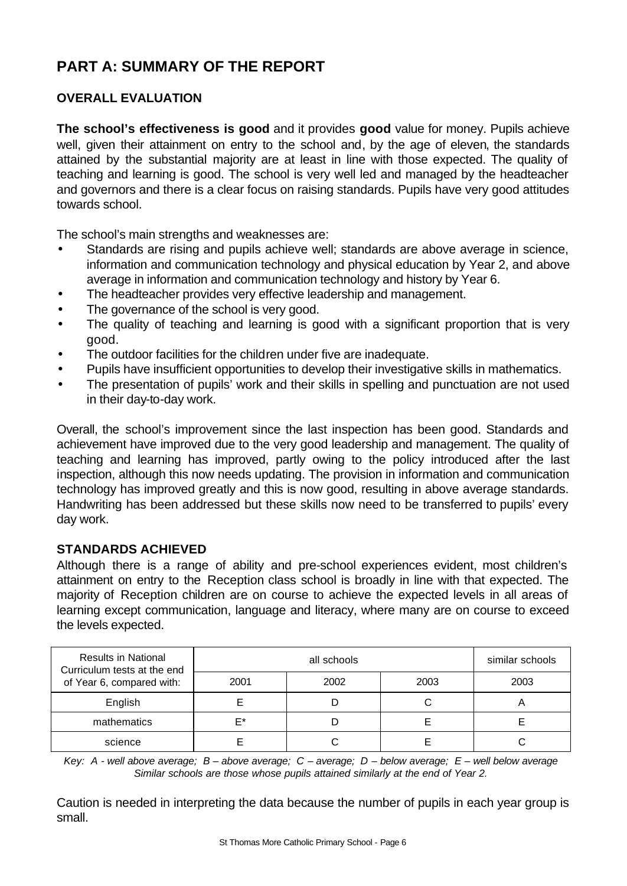# PART A: SUMMARY OF THE REPORT

## OVERALL EVALUATION

**The school's effectiveness is good** and it provides **good** value for money. Pupils achieve well, given their attainment on entry to the school and, by the age of eleven, the standards attained by the substantial majority are at least in line with those expected. The quality of teaching and learning is good. The school is very well led and managed by the headteacher and governors and there is a clear focus on raising standards. Pupils have very good attitudes towards school.

The school's main strengths and weaknesses are:

- Standards are rising and pupils achieve well; standards are above average in science, information and communication technology and physical education by Year 2, and above average in information and communication technology and history by Year 6.
- The headteacher provides very effective leadership and management.
- The governance of the school is very good.
- The quality of teaching and learning is good with a significant proportion that is very good.
- The outdoor facilities for the children under five are inadequate.
- Pupils have insufficient opportunities to develop their investigative skills in mathematics.
- The presentation of pupils' work and their skills in spelling and punctuation are not used in their day-to-day work.

Overall, the school's improvement since the last inspection has been good. Standards and achievement have improved due to the very good leadership and management. The quality of teaching and learning has improved, partly owing to the policy introduced after the last inspection, although this now needs updating. The provision in information and communication technology has improved greatly and this is now good, resulting in above average standards. Handwriting has been addressed but these skills now need to be transferred to pupils' every day work.

## STANDARDS ACHIEVED

Although there is a range of ability and pre-school experiences evident, most children's attainment on entry to the Reception class school is broadly in line with that expected. The majority of Reception children are on course to achieve the expected levels in all areas of learning except communication, language and literacy, where many are on course to exceed the levels expected.

| Results in National Curriculum tests at the end of Year 6, compared with: | all schools | | | similar schools |
|---|---|---|---|---|
| | 2001 | 2002 | 2003 | 2003 |
| English | E | D | C | A |
| mathematics | E* | D | E | E |
| science | E | C | E | C |

*Key: A - well above average; B – above average; C – average; D – below average; E – well below average*
*Similar schools are those whose pupils attained similarly at the end of Year 2.*

Caution is needed in interpreting the data because the number of pupils in each year group is small.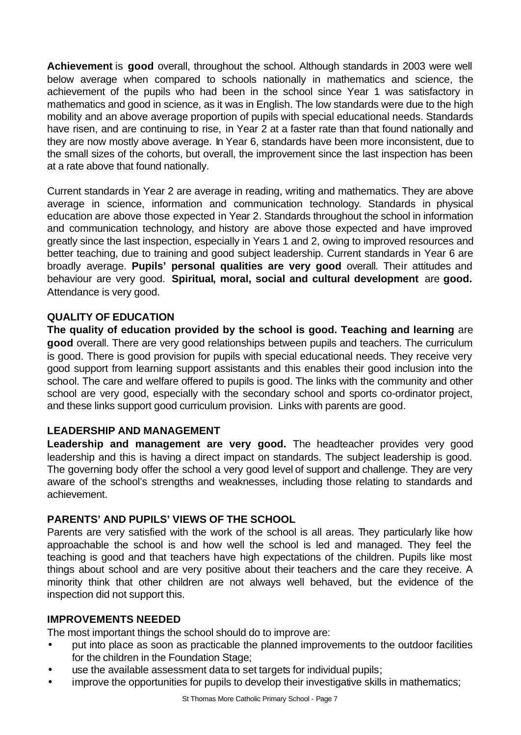**Achievement** is **good** overall, throughout the school. Although standards in 2003 were well below average when compared to schools nationally in mathematics and science, the achievement of the pupils who had been in the school since Year 1 was satisfactory in mathematics and good in science, as it was in English. The low standards were due to the high mobility and an above average proportion of pupils with special educational needs. Standards have risen, and are continuing to rise, in Year 2 at a faster rate than that found nationally and they are now mostly above average. In Year 6, standards have been more inconsistent, due to the small sizes of the cohorts, but overall, the improvement since the last inspection has been at a rate above that found nationally.

Current standards in Year 2 are average in reading, writing and mathematics. They are above average in science, information and communication technology. Standards in physical education are above those expected in Year 2. Standards throughout the school in information and communication technology, and history are above those expected and have improved greatly since the last inspection, especially in Years 1 and 2, owing to improved resources and better teaching, due to training and good subject leadership. Current standards in Year 6 are broadly average. **Pupils' personal qualities are very good** overall. Their attitudes and behaviour are very good. **Spiritual, moral, social and cultural development** are **good.** Attendance is very good.

## QUALITY OF EDUCATION

**The quality of education provided by the school is good. Teaching and learning** are **good** overall. There are very good relationships between pupils and teachers. The curriculum is good. There is good provision for pupils with special educational needs. They receive very good support from learning support assistants and this enables their good inclusion into the school. The care and welfare offered to pupils is good. The links with the community and other school are very good, especially with the secondary school and sports co-ordinator project, and these links support good curriculum provision. Links with parents are good.

## LEADERSHIP AND MANAGEMENT

**Leadership and management are very good.** The headteacher provides very good leadership and this is having a direct impact on standards. The subject leadership is good. The governing body offer the school a very good level of support and challenge. They are very aware of the school's strengths and weaknesses, including those relating to standards and achievement.

## PARENTS' AND PUPILS' VIEWS OF THE SCHOOL

Parents are very satisfied with the work of the school is all areas. They particularly like how approachable the school is and how well the school is led and managed. They feel the teaching is good and that teachers have high expectations of the children. Pupils like most things about school and are very positive about their teachers and the care they receive. A minority think that other children are not always well behaved, but the evidence of the inspection did not support this.

## IMPROVEMENTS NEEDED

The most important things the school should do to improve are:

- put into place as soon as practicable the planned improvements to the outdoor facilities for the children in the Foundation Stage;
- use the available assessment data to set targets for individual pupils;
- improve the opportunities for pupils to develop their investigative skills in mathematics;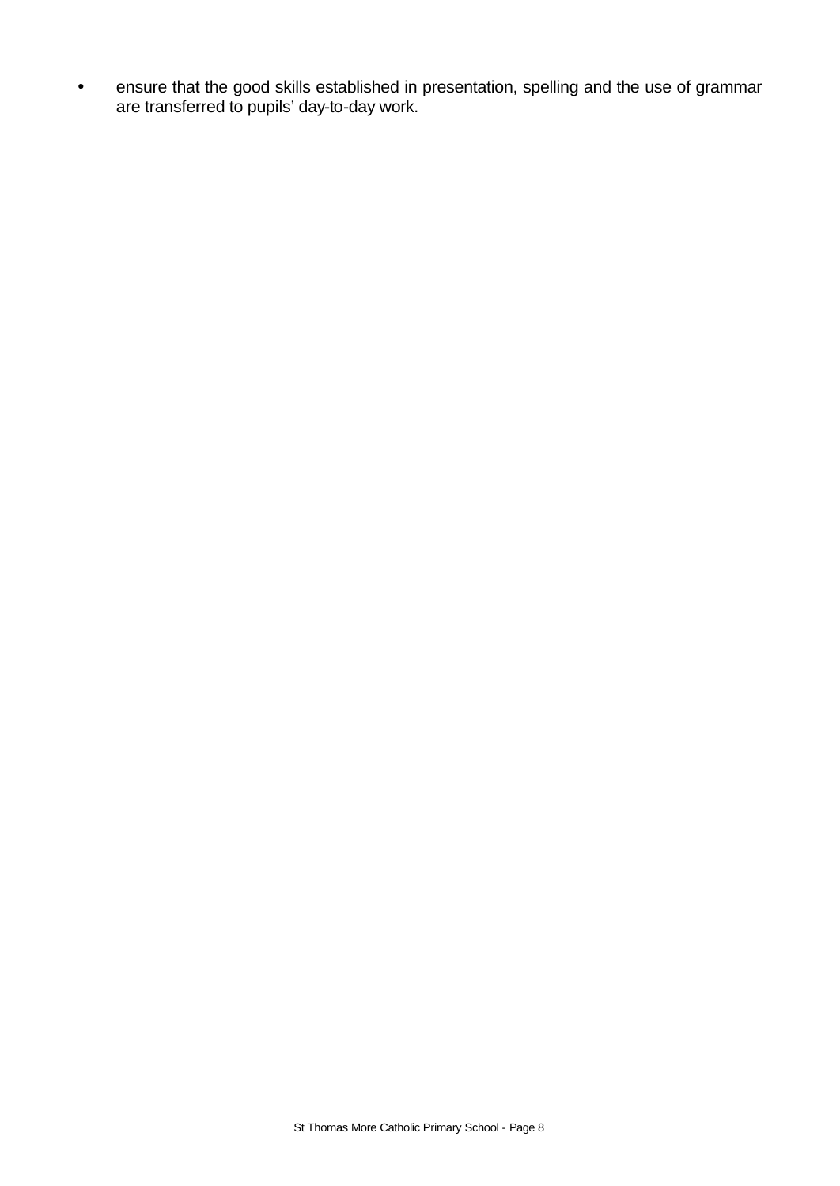- ensure that the good skills established in presentation, spelling and the use of grammar are transferred to pupils' day-to-day work.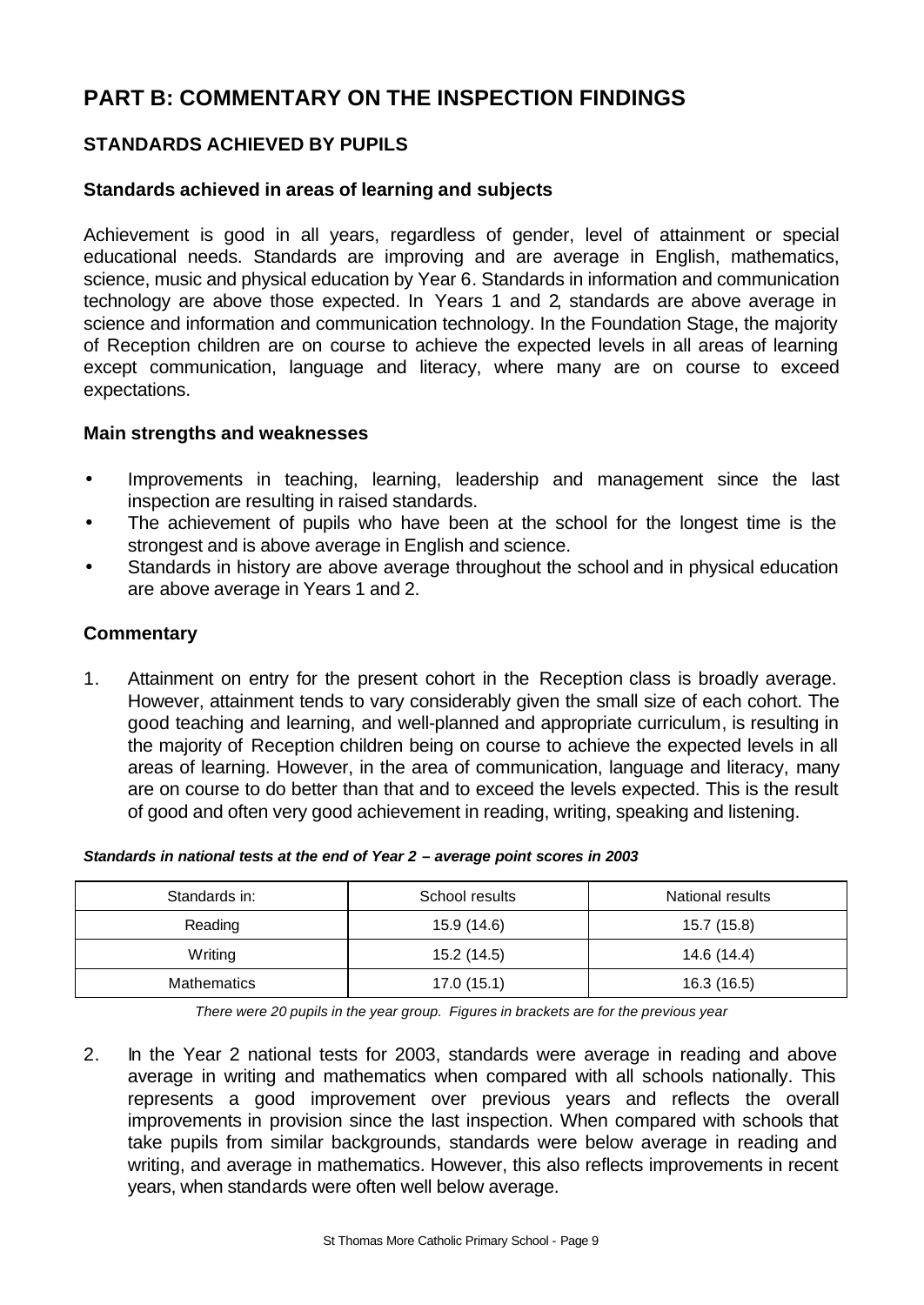# PART B: COMMENTARY ON THE INSPECTION FINDINGS

## STANDARDS ACHIEVED BY PUPILS

### Standards achieved in areas of learning and subjects

Achievement is good in all years, regardless of gender, level of attainment or special educational needs. Standards are improving and are average in English, mathematics, science, music and physical education by Year 6. Standards in information and communication technology are above those expected. In Years 1 and 2, standards are above average in science and information and communication technology. In the Foundation Stage, the majority of Reception children are on course to achieve the expected levels in all areas of learning except communication, language and literacy, where many are on course to exceed expectations.

### Main strengths and weaknesses

- Improvements in teaching, learning, leadership and management since the last inspection are resulting in raised standards.
- The achievement of pupils who have been at the school for the longest time is the strongest and is above average in English and science.
- Standards in history are above average throughout the school and in physical education are above average in Years 1 and 2.

### Commentary

1. Attainment on entry for the present cohort in the Reception class is broadly average. However, attainment tends to vary considerably given the small size of each cohort. The good teaching and learning, and well-planned and appropriate curriculum, is resulting in the majority of Reception children being on course to achieve the expected levels in all areas of learning. However, in the area of communication, language and literacy, many are on course to do better than that and to exceed the levels expected. This is the result of good and often very good achievement in reading, writing, speaking and listening.

***Standards in national tests at the end of Year 2 – average point scores in 2003***

| Standards in: | School results | National results |
|---|---|---|
| Reading | 15.9 (14.6) | 15.7 (15.8) |
| Writing | 15.2 (14.5) | 14.6 (14.4) |
| Mathematics | 17.0 (15.1) | 16.3 (16.5) |

*There were 20 pupils in the year group. Figures in brackets are for the previous year*

2. In the Year 2 national tests for 2003, standards were average in reading and above average in writing and mathematics when compared with all schools nationally. This represents a good improvement over previous years and reflects the overall improvements in provision since the last inspection. When compared with schools that take pupils from similar backgrounds, standards were below average in reading and writing, and average in mathematics. However, this also reflects improvements in recent years, when standards were often well below average.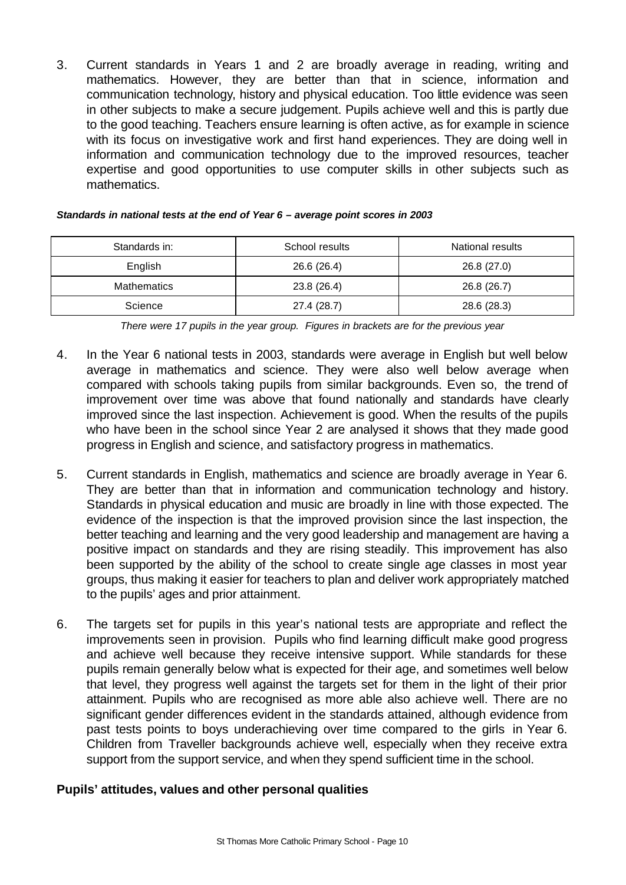3. Current standards in Years 1 and 2 are broadly average in reading, writing and mathematics. However, they are better than that in science, information and communication technology, history and physical education. Too little evidence was seen in other subjects to make a secure judgement. Pupils achieve well and this is partly due to the good teaching. Teachers ensure learning is often active, as for example in science with its focus on investigative work and first hand experiences. They are doing well in information and communication technology due to the improved resources, teacher expertise and good opportunities to use computer skills in other subjects such as mathematics.

***Standards in national tests at the end of Year 6 – average point scores in 2003***

| Standards in: | School results | National results |
|---|---|---|
| English | 26.6 (26.4) | 26.8 (27.0) |
| Mathematics | 23.8 (26.4) | 26.8 (26.7) |
| Science | 27.4 (28.7) | 28.6 (28.3) |

*There were 17 pupils in the year group. Figures in brackets are for the previous year*

4. In the Year 6 national tests in 2003, standards were average in English but well below average in mathematics and science. They were also well below average when compared with schools taking pupils from similar backgrounds. Even so, the trend of improvement over time was above that found nationally and standards have clearly improved since the last inspection. Achievement is good. When the results of the pupils who have been in the school since Year 2 are analysed it shows that they made good progress in English and science, and satisfactory progress in mathematics.

5. Current standards in English, mathematics and science are broadly average in Year 6. They are better than that in information and communication technology and history. Standards in physical education and music are broadly in line with those expected. The evidence of the inspection is that the improved provision since the last inspection, the better teaching and learning and the very good leadership and management are having a positive impact on standards and they are rising steadily. This improvement has also been supported by the ability of the school to create single age classes in most year groups, thus making it easier for teachers to plan and deliver work appropriately matched to the pupils' ages and prior attainment.

6. The targets set for pupils in this year's national tests are appropriate and reflect the improvements seen in provision. Pupils who find learning difficult make good progress and achieve well because they receive intensive support. While standards for these pupils remain generally below what is expected for their age, and sometimes well below that level, they progress well against the targets set for them in the light of their prior attainment. Pupils who are recognised as more able also achieve well. There are no significant gender differences evident in the standards attained, although evidence from past tests points to boys underachieving over time compared to the girls in Year 6. Children from Traveller backgrounds achieve well, especially when they receive extra support from the support service, and when they spend sufficient time in the school.

**Pupils' attitudes, values and other personal qualities**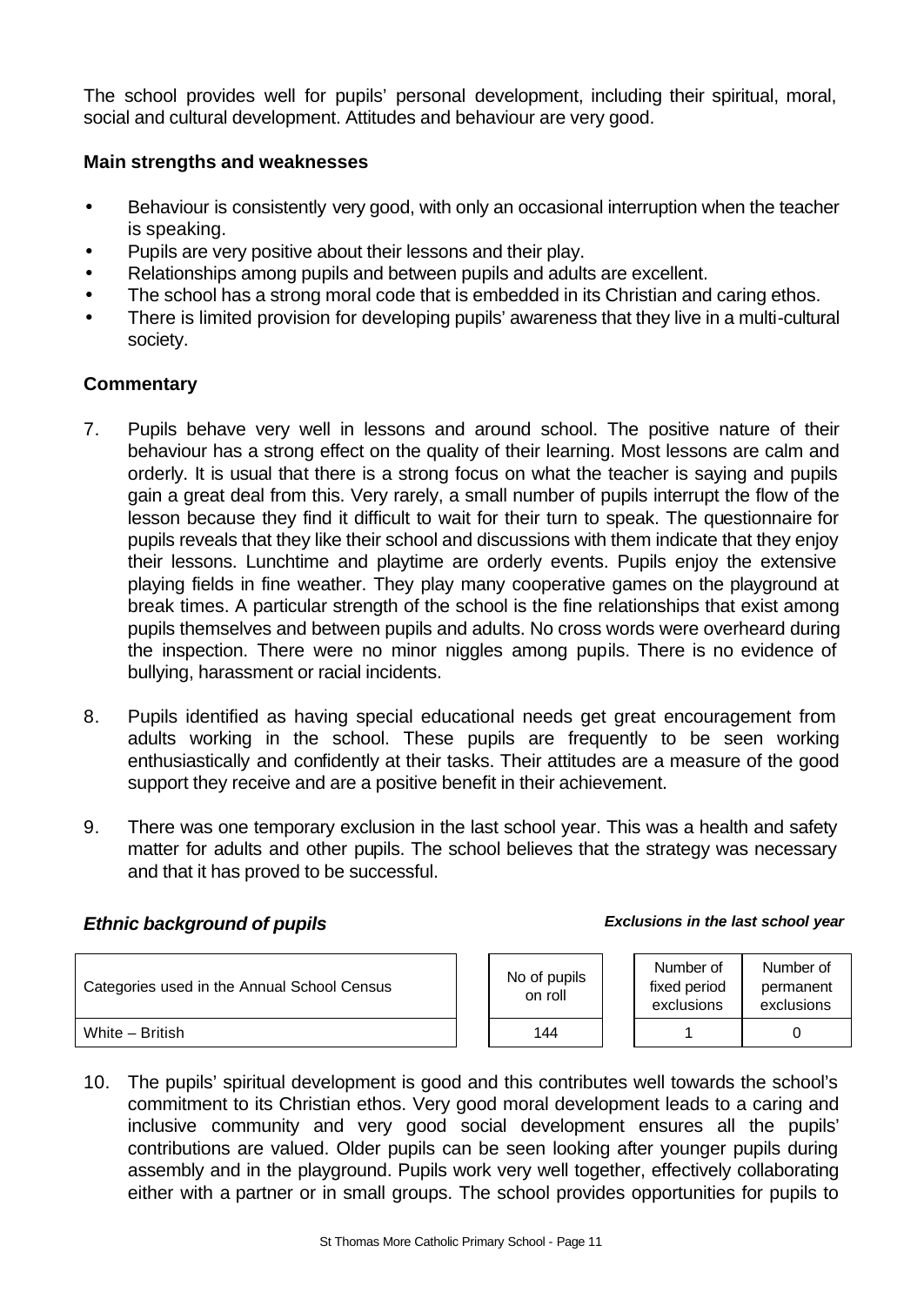The school provides well for pupils' personal development, including their spiritual, moral, social and cultural development. Attitudes and behaviour are very good.

**Main strengths and weaknesses**

- Behaviour is consistently very good, with only an occasional interruption when the teacher is speaking.
- Pupils are very positive about their lessons and their play.
- Relationships among pupils and between pupils and adults are excellent.
- The school has a strong moral code that is embedded in its Christian and caring ethos.
- There is limited provision for developing pupils' awareness that they live in a multi-cultural society.

## Commentary

7. Pupils behave very well in lessons and around school. The positive nature of their behaviour has a strong effect on the quality of their learning. Most lessons are calm and orderly. It is usual that there is a strong focus on what the teacher is saying and pupils gain a great deal from this. Very rarely, a small number of pupils interrupt the flow of the lesson because they find it difficult to wait for their turn to speak. The questionnaire for pupils reveals that they like their school and discussions with them indicate that they enjoy their lessons. Lunchtime and playtime are orderly events. Pupils enjoy the extensive playing fields in fine weather. They play many cooperative games on the playground at break times. A particular strength of the school is the fine relationships that exist among pupils themselves and between pupils and adults. No cross words were overheard during the inspection. There were no minor niggles among pupils. There is no evidence of bullying, harassment or racial incidents.

8. Pupils identified as having special educational needs get great encouragement from adults working in the school. These pupils are frequently to be seen working enthusiastically and confidently at their tasks. Their attitudes are a measure of the good support they receive and are a positive benefit in their achievement.

9. There was one temporary exclusion in the last school year. This was a health and safety matter for adults and other pupils. The school believes that the strategy was necessary and that it has proved to be successful.

***Ethnic background of pupils*** ***Exclusions in the last school year***

| Categories used in the Annual School Census | No of pupils on roll | Number of fixed period exclusions | Number of permanent exclusions |
|---|---|---|---|
| White – British | 144 | 1 | 0 |

10. The pupils' spiritual development is good and this contributes well towards the school's commitment to its Christian ethos. Very good moral development leads to a caring and inclusive community and very good social development ensures all the pupils' contributions are valued. Older pupils can be seen looking after younger pupils during assembly and in the playground. Pupils work very well together, effectively collaborating either with a partner or in small groups. The school provides opportunities for pupils to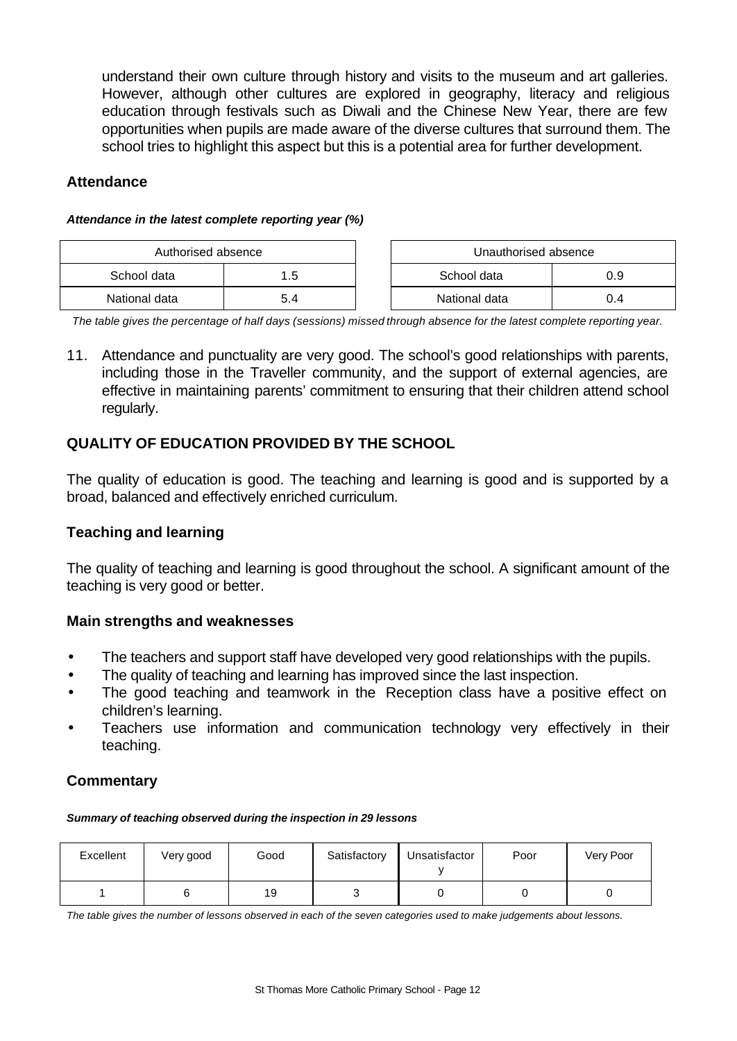understand their own culture through history and visits to the museum and art galleries. However, although other cultures are explored in geography, literacy and religious education through festivals such as Diwali and the Chinese New Year, there are few opportunities when pupils are made aware of the diverse cultures that surround them. The school tries to highlight this aspect but this is a potential area for further development.

### Attendance

***Attendance in the latest complete reporting year (%)***

| Authorised absence | |
|---|---|
| School data | 1.5 |
| National data | 5.4 |

| Unauthorised absence | |
|---|---|
| School data | 0.9 |
| National data | 0.4 |

*The table gives the percentage of half days (sessions) missed through absence for the latest complete reporting year.*

11. Attendance and punctuality are very good. The school's good relationships with parents, including those in the Traveller community, and the support of external agencies, are effective in maintaining parents' commitment to ensuring that their children attend school regularly.

## QUALITY OF EDUCATION PROVIDED BY THE SCHOOL

The quality of education is good. The teaching and learning is good and is supported by a broad, balanced and effectively enriched curriculum.

### Teaching and learning

The quality of teaching and learning is good throughout the school. A significant amount of the teaching is very good or better.

### Main strengths and weaknesses

- The teachers and support staff have developed very good relationships with the pupils.
- The quality of teaching and learning has improved since the last inspection.
- The good teaching and teamwork in the Reception class have a positive effect on children's learning.
- Teachers use information and communication technology very effectively in their teaching.

### Commentary

***Summary of teaching observed during the inspection in 29 lessons***

| Excellent | Very good | Good | Satisfactory | Unsatisfactory | Poor | Very Poor |
|---|---|---|---|---|---|---|
| 1 | 6 | 19 | 3 | 0 | 0 | 0 |

*The table gives the number of lessons observed in each of the seven categories used to make judgements about lessons.*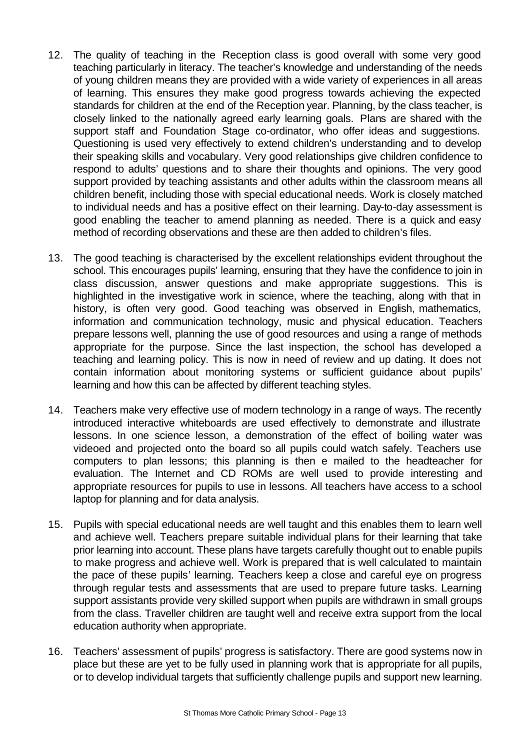12. The quality of teaching in the Reception class is good overall with some very good teaching particularly in literacy. The teacher's knowledge and understanding of the needs of young children means they are provided with a wide variety of experiences in all areas of learning. This ensures they make good progress towards achieving the expected standards for children at the end of the Reception year. Planning, by the class teacher, is closely linked to the nationally agreed early learning goals. Plans are shared with the support staff and Foundation Stage co-ordinator, who offer ideas and suggestions. Questioning is used very effectively to extend children's understanding and to develop their speaking skills and vocabulary. Very good relationships give children confidence to respond to adults' questions and to share their thoughts and opinions. The very good support provided by teaching assistants and other adults within the classroom means all children benefit, including those with special educational needs. Work is closely matched to individual needs and has a positive effect on their learning. Day-to-day assessment is good enabling the teacher to amend planning as needed. There is a quick and easy method of recording observations and these are then added to children's files.

13. The good teaching is characterised by the excellent relationships evident throughout the school. This encourages pupils' learning, ensuring that they have the confidence to join in class discussion, answer questions and make appropriate suggestions. This is highlighted in the investigative work in science, where the teaching, along with that in history, is often very good. Good teaching was observed in English, mathematics, information and communication technology, music and physical education. Teachers prepare lessons well, planning the use of good resources and using a range of methods appropriate for the purpose. Since the last inspection, the school has developed a teaching and learning policy. This is now in need of review and up dating. It does not contain information about monitoring systems or sufficient guidance about pupils' learning and how this can be affected by different teaching styles.

14. Teachers make very effective use of modern technology in a range of ways. The recently introduced interactive whiteboards are used effectively to demonstrate and illustrate lessons. In one science lesson, a demonstration of the effect of boiling water was videoed and projected onto the board so all pupils could watch safely. Teachers use computers to plan lessons; this planning is then e mailed to the headteacher for evaluation. The Internet and CD ROMs are well used to provide interesting and appropriate resources for pupils to use in lessons. All teachers have access to a school laptop for planning and for data analysis.

15. Pupils with special educational needs are well taught and this enables them to learn well and achieve well. Teachers prepare suitable individual plans for their learning that take prior learning into account. These plans have targets carefully thought out to enable pupils to make progress and achieve well. Work is prepared that is well calculated to maintain the pace of these pupils' learning. Teachers keep a close and careful eye on progress through regular tests and assessments that are used to prepare future tasks. Learning support assistants provide very skilled support when pupils are withdrawn in small groups from the class. Traveller children are taught well and receive extra support from the local education authority when appropriate.

16. Teachers' assessment of pupils' progress is satisfactory. There are good systems now in place but these are yet to be fully used in planning work that is appropriate for all pupils, or to develop individual targets that sufficiently challenge pupils and support new learning.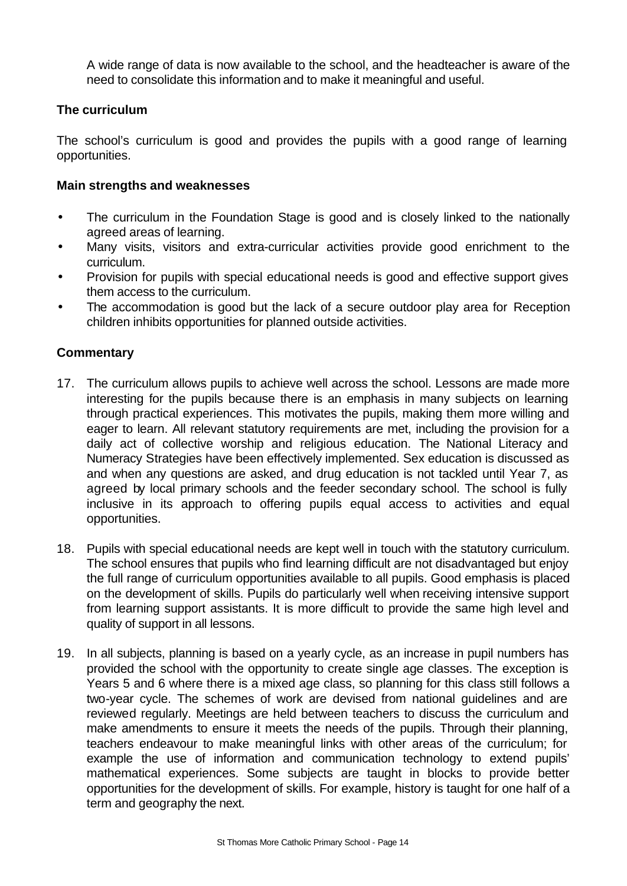A wide range of data is now available to the school, and the headteacher is aware of the need to consolidate this information and to make it meaningful and useful.

### The curriculum

The school's curriculum is good and provides the pupils with a good range of learning opportunities.

#### Main strengths and weaknesses

- The curriculum in the Foundation Stage is good and is closely linked to the nationally agreed areas of learning.
- Many visits, visitors and extra-curricular activities provide good enrichment to the curriculum.
- Provision for pupils with special educational needs is good and effective support gives them access to the curriculum.
- The accommodation is good but the lack of a secure outdoor play area for Reception children inhibits opportunities for planned outside activities.

#### Commentary

17. The curriculum allows pupils to achieve well across the school. Lessons are made more interesting for the pupils because there is an emphasis in many subjects on learning through practical experiences. This motivates the pupils, making them more willing and eager to learn. All relevant statutory requirements are met, including the provision for a daily act of collective worship and religious education. The National Literacy and Numeracy Strategies have been effectively implemented. Sex education is discussed as and when any questions are asked, and drug education is not tackled until Year 7, as agreed by local primary schools and the feeder secondary school. The school is fully inclusive in its approach to offering pupils equal access to activities and equal opportunities.

18. Pupils with special educational needs are kept well in touch with the statutory curriculum. The school ensures that pupils who find learning difficult are not disadvantaged but enjoy the full range of curriculum opportunities available to all pupils. Good emphasis is placed on the development of skills. Pupils do particularly well when receiving intensive support from learning support assistants. It is more difficult to provide the same high level and quality of support in all lessons.

19. In all subjects, planning is based on a yearly cycle, as an increase in pupil numbers has provided the school with the opportunity to create single age classes. The exception is Years 5 and 6 where there is a mixed age class, so planning for this class still follows a two-year cycle. The schemes of work are devised from national guidelines and are reviewed regularly. Meetings are held between teachers to discuss the curriculum and make amendments to ensure it meets the needs of the pupils. Through their planning, teachers endeavour to make meaningful links with other areas of the curriculum; for example the use of information and communication technology to extend pupils' mathematical experiences. Some subjects are taught in blocks to provide better opportunities for the development of skills. For example, history is taught for one half of a term and geography the next.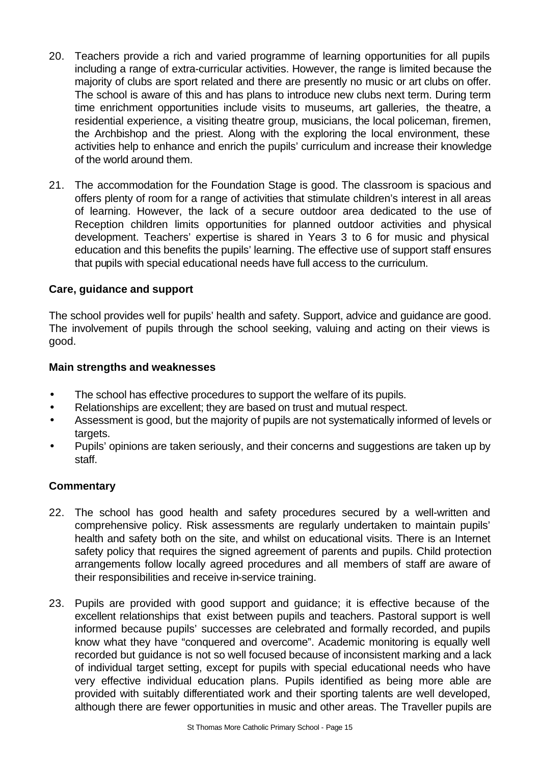20. Teachers provide a rich and varied programme of learning opportunities for all pupils including a range of extra-curricular activities. However, the range is limited because the majority of clubs are sport related and there are presently no music or art clubs on offer. The school is aware of this and has plans to introduce new clubs next term. During term time enrichment opportunities include visits to museums, art galleries, the theatre, a residential experience, a visiting theatre group, musicians, the local policeman, firemen, the Archbishop and the priest. Along with the exploring the local environment, these activities help to enhance and enrich the pupils' curriculum and increase their knowledge of the world around them.

21. The accommodation for the Foundation Stage is good. The classroom is spacious and offers plenty of room for a range of activities that stimulate children's interest in all areas of learning. However, the lack of a secure outdoor area dedicated to the use of Reception children limits opportunities for planned outdoor activities and physical development. Teachers' expertise is shared in Years 3 to 6 for music and physical education and this benefits the pupils' learning. The effective use of support staff ensures that pupils with special educational needs have full access to the curriculum.

### Care, guidance and support

The school provides well for pupils' health and safety. Support, advice and guidance are good. The involvement of pupils through the school seeking, valuing and acting on their views is good.

### Main strengths and weaknesses

- The school has effective procedures to support the welfare of its pupils.
- Relationships are excellent; they are based on trust and mutual respect.
- Assessment is good, but the majority of pupils are not systematically informed of levels or targets.
- Pupils' opinions are taken seriously, and their concerns and suggestions are taken up by staff.

### Commentary

22. The school has good health and safety procedures secured by a well-written and comprehensive policy. Risk assessments are regularly undertaken to maintain pupils' health and safety both on the site, and whilst on educational visits. There is an Internet safety policy that requires the signed agreement of parents and pupils. Child protection arrangements follow locally agreed procedures and all members of staff are aware of their responsibilities and receive in-service training.

23. Pupils are provided with good support and guidance; it is effective because of the excellent relationships that exist between pupils and teachers. Pastoral support is well informed because pupils' successes are celebrated and formally recorded, and pupils know what they have "conquered and overcome". Academic monitoring is equally well recorded but guidance is not so well focused because of inconsistent marking and a lack of individual target setting, except for pupils with special educational needs who have very effective individual education plans. Pupils identified as being more able are provided with suitably differentiated work and their sporting talents are well developed, although there are fewer opportunities in music and other areas. The Traveller pupils are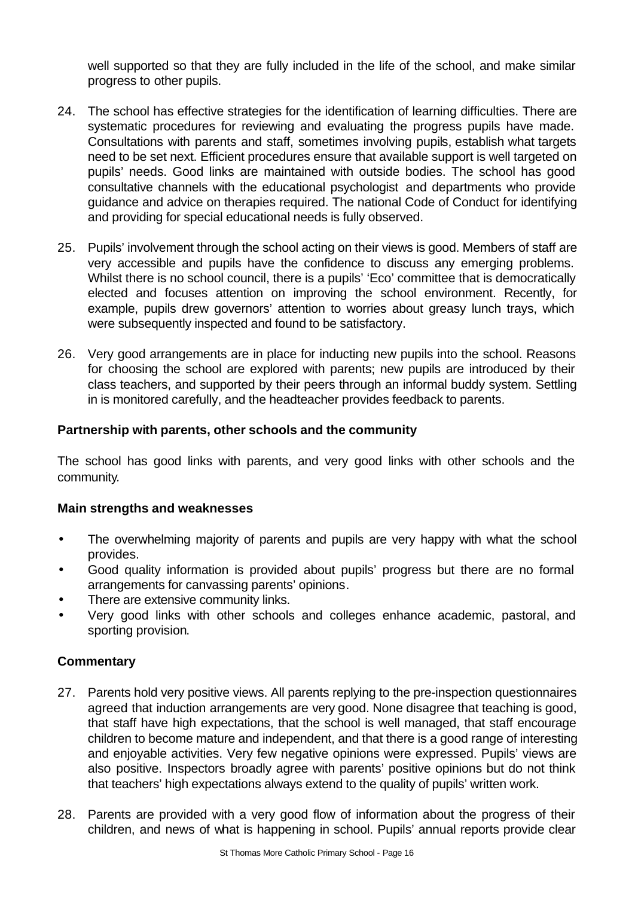well supported so that they are fully included in the life of the school, and make similar progress to other pupils.

24. The school has effective strategies for the identification of learning difficulties. There are systematic procedures for reviewing and evaluating the progress pupils have made. Consultations with parents and staff, sometimes involving pupils, establish what targets need to be set next. Efficient procedures ensure that available support is well targeted on pupils' needs. Good links are maintained with outside bodies. The school has good consultative channels with the educational psychologist and departments who provide guidance and advice on therapies required. The national Code of Conduct for identifying and providing for special educational needs is fully observed.

25. Pupils' involvement through the school acting on their views is good. Members of staff are very accessible and pupils have the confidence to discuss any emerging problems. Whilst there is no school council, there is a pupils' 'Eco' committee that is democratically elected and focuses attention on improving the school environment. Recently, for example, pupils drew governors' attention to worries about greasy lunch trays, which were subsequently inspected and found to be satisfactory.

26. Very good arrangements are in place for inducting new pupils into the school. Reasons for choosing the school are explored with parents; new pupils are introduced by their class teachers, and supported by their peers through an informal buddy system. Settling in is monitored carefully, and the headteacher provides feedback to parents.

**Partnership with parents, other schools and the community**

The school has good links with parents, and very good links with other schools and the community.

**Main strengths and weaknesses**

- The overwhelming majority of parents and pupils are very happy with what the school provides.
- Good quality information is provided about pupils' progress but there are no formal arrangements for canvassing parents' opinions.
- There are extensive community links.
- Very good links with other schools and colleges enhance academic, pastoral, and sporting provision.

**Commentary**

27. Parents hold very positive views. All parents replying to the pre-inspection questionnaires agreed that induction arrangements are very good. None disagree that teaching is good, that staff have high expectations, that the school is well managed, that staff encourage children to become mature and independent, and that there is a good range of interesting and enjoyable activities. Very few negative opinions were expressed. Pupils' views are also positive. Inspectors broadly agree with parents' positive opinions but do not think that teachers' high expectations always extend to the quality of pupils' written work.

28. Parents are provided with a very good flow of information about the progress of their children, and news of what is happening in school. Pupils' annual reports provide clear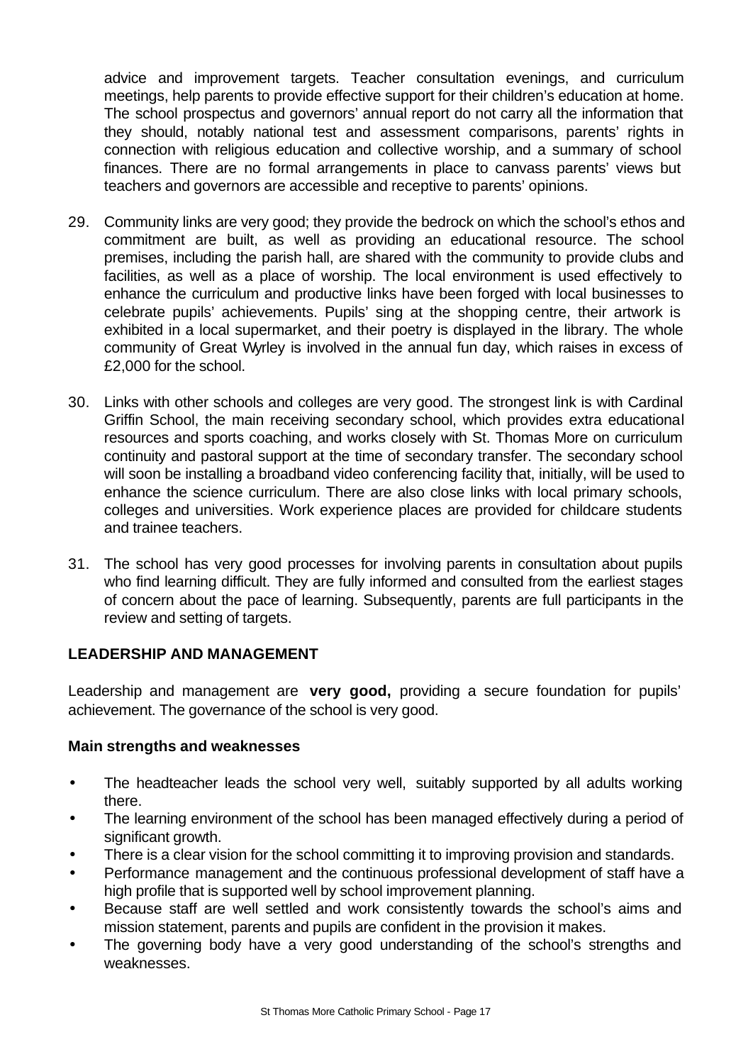advice and improvement targets. Teacher consultation evenings, and curriculum meetings, help parents to provide effective support for their children's education at home. The school prospectus and governors' annual report do not carry all the information that they should, notably national test and assessment comparisons, parents' rights in connection with religious education and collective worship, and a summary of school finances. There are no formal arrangements in place to canvass parents' views but teachers and governors are accessible and receptive to parents' opinions.

29. Community links are very good; they provide the bedrock on which the school's ethos and commitment are built, as well as providing an educational resource. The school premises, including the parish hall, are shared with the community to provide clubs and facilities, as well as a place of worship. The local environment is used effectively to enhance the curriculum and productive links have been forged with local businesses to celebrate pupils' achievements. Pupils' sing at the shopping centre, their artwork is exhibited in a local supermarket, and their poetry is displayed in the library. The whole community of Great Wyrley is involved in the annual fun day, which raises in excess of £2,000 for the school.

30. Links with other schools and colleges are very good. The strongest link is with Cardinal Griffin School, the main receiving secondary school, which provides extra educational resources and sports coaching, and works closely with St. Thomas More on curriculum continuity and pastoral support at the time of secondary transfer. The secondary school will soon be installing a broadband video conferencing facility that, initially, will be used to enhance the science curriculum. There are also close links with local primary schools, colleges and universities. Work experience places are provided for childcare students and trainee teachers.

31. The school has very good processes for involving parents in consultation about pupils who find learning difficult. They are fully informed and consulted from the earliest stages of concern about the pace of learning. Subsequently, parents are full participants in the review and setting of targets.

## LEADERSHIP AND MANAGEMENT

Leadership and management are **very good,** providing a secure foundation for pupils' achievement. The governance of the school is very good.

### Main strengths and weaknesses

- The headteacher leads the school very well, suitably supported by all adults working there.
- The learning environment of the school has been managed effectively during a period of significant growth.
- There is a clear vision for the school committing it to improving provision and standards.
- Performance management and the continuous professional development of staff have a high profile that is supported well by school improvement planning.
- Because staff are well settled and work consistently towards the school's aims and mission statement, parents and pupils are confident in the provision it makes.
- The governing body have a very good understanding of the school's strengths and weaknesses.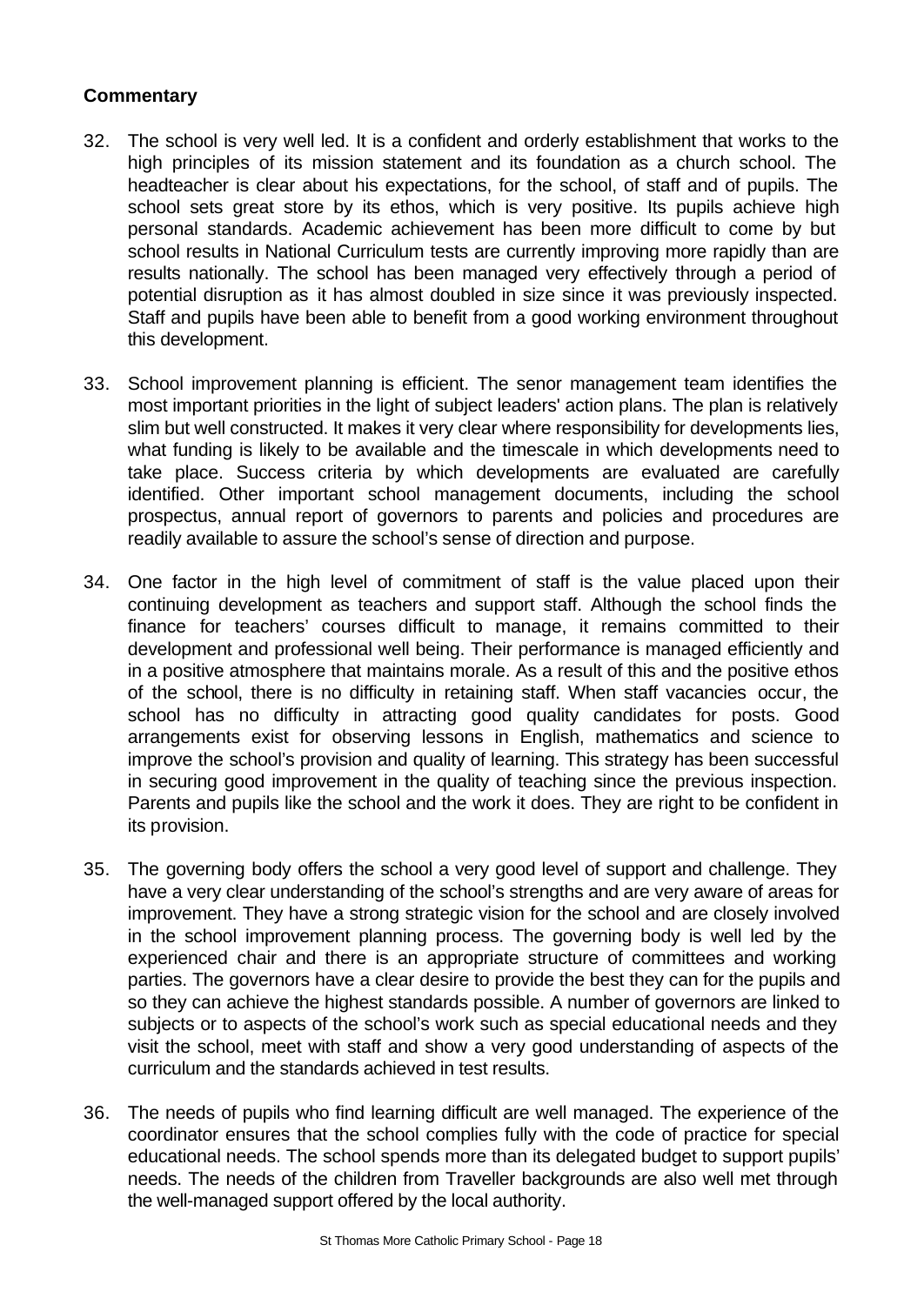**Commentary**

32. The school is very well led. It is a confident and orderly establishment that works to the high principles of its mission statement and its foundation as a church school. The headteacher is clear about his expectations, for the school, of staff and of pupils. The school sets great store by its ethos, which is very positive. Its pupils achieve high personal standards. Academic achievement has been more difficult to come by but school results in National Curriculum tests are currently improving more rapidly than are results nationally. The school has been managed very effectively through a period of potential disruption as it has almost doubled in size since it was previously inspected. Staff and pupils have been able to benefit from a good working environment throughout this development.

33. School improvement planning is efficient. The senor management team identifies the most important priorities in the light of subject leaders' action plans. The plan is relatively slim but well constructed. It makes it very clear where responsibility for developments lies, what funding is likely to be available and the timescale in which developments need to take place. Success criteria by which developments are evaluated are carefully identified. Other important school management documents, including the school prospectus, annual report of governors to parents and policies and procedures are readily available to assure the school's sense of direction and purpose.

34. One factor in the high level of commitment of staff is the value placed upon their continuing development as teachers and support staff. Although the school finds the finance for teachers' courses difficult to manage, it remains committed to their development and professional well being. Their performance is managed efficiently and in a positive atmosphere that maintains morale. As a result of this and the positive ethos of the school, there is no difficulty in retaining staff. When staff vacancies occur, the school has no difficulty in attracting good quality candidates for posts. Good arrangements exist for observing lessons in English, mathematics and science to improve the school's provision and quality of learning. This strategy has been successful in securing good improvement in the quality of teaching since the previous inspection. Parents and pupils like the school and the work it does. They are right to be confident in its provision.

35. The governing body offers the school a very good level of support and challenge. They have a very clear understanding of the school's strengths and are very aware of areas for improvement. They have a strong strategic vision for the school and are closely involved in the school improvement planning process. The governing body is well led by the experienced chair and there is an appropriate structure of committees and working parties. The governors have a clear desire to provide the best they can for the pupils and so they can achieve the highest standards possible. A number of governors are linked to subjects or to aspects of the school's work such as special educational needs and they visit the school, meet with staff and show a very good understanding of aspects of the curriculum and the standards achieved in test results.

36. The needs of pupils who find learning difficult are well managed. The experience of the coordinator ensures that the school complies fully with the code of practice for special educational needs. The school spends more than its delegated budget to support pupils' needs. The needs of the children from Traveller backgrounds are also well met through the well-managed support offered by the local authority.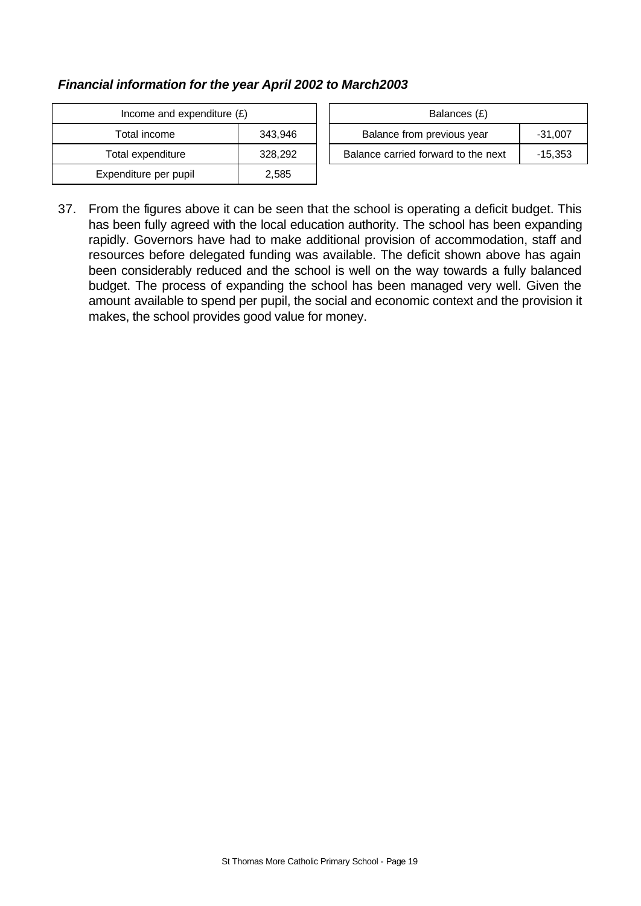***Financial information for the year April 2002 to March2003***

| Income and expenditure (£) | |
|---|---|
| Total income | 343,946 |
| Total expenditure | 328,292 |
| Expenditure per pupil | 2,585 |

| Balances (£) | |
|---|---|
| Balance from previous year | -31,007 |
| Balance carried forward to the next | -15,353 |

37. From the figures above it can be seen that the school is operating a deficit budget. This has been fully agreed with the local education authority. The school has been expanding rapidly. Governors have had to make additional provision of accommodation, staff and resources before delegated funding was available. The deficit shown above has again been considerably reduced and the school is well on the way towards a fully balanced budget. The process of expanding the school has been managed very well. Given the amount available to spend per pupil, the social and economic context and the provision it makes, the school provides good value for money.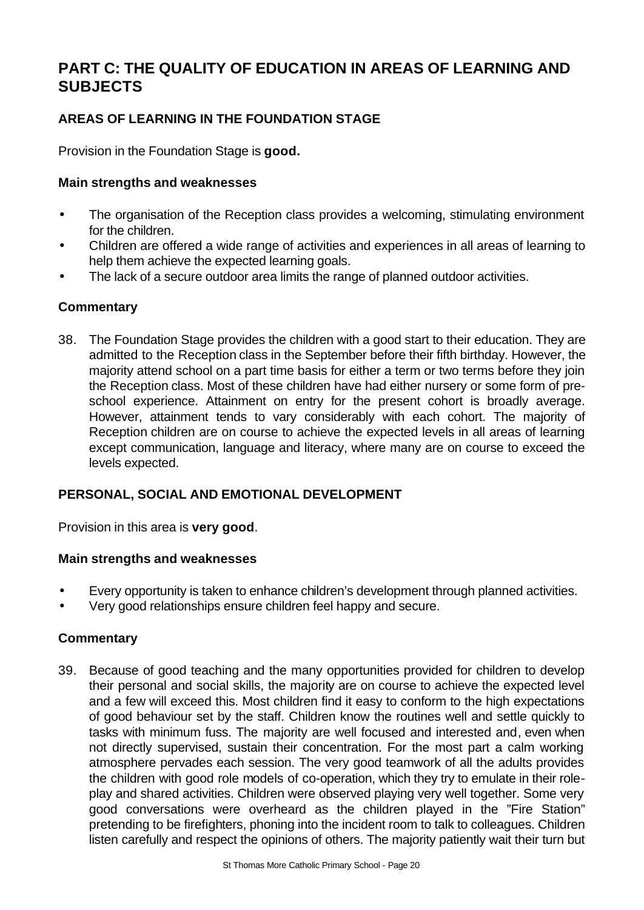# PART C: THE QUALITY OF EDUCATION IN AREAS OF LEARNING AND SUBJECTS

## AREAS OF LEARNING IN THE FOUNDATION STAGE

Provision in the Foundation Stage is **good.**

### Main strengths and weaknesses

- The organisation of the Reception class provides a welcoming, stimulating environment for the children.
- Children are offered a wide range of activities and experiences in all areas of learning to help them achieve the expected learning goals.
- The lack of a secure outdoor area limits the range of planned outdoor activities.

### Commentary

38. The Foundation Stage provides the children with a good start to their education. They are admitted to the Reception class in the September before their fifth birthday. However, the majority attend school on a part time basis for either a term or two terms before they join the Reception class. Most of these children have had either nursery or some form of pre-school experience. Attainment on entry for the present cohort is broadly average. However, attainment tends to vary considerably with each cohort. The majority of Reception children are on course to achieve the expected levels in all areas of learning except communication, language and literacy, where many are on course to exceed the levels expected.

## PERSONAL, SOCIAL AND EMOTIONAL DEVELOPMENT

Provision in this area is **very good**.

### Main strengths and weaknesses

- Every opportunity is taken to enhance children's development through planned activities.
- Very good relationships ensure children feel happy and secure.

### Commentary

39. Because of good teaching and the many opportunities provided for children to develop their personal and social skills, the majority are on course to achieve the expected level and a few will exceed this. Most children find it easy to conform to the high expectations of good behaviour set by the staff. Children know the routines well and settle quickly to tasks with minimum fuss. The majority are well focused and interested and, even when not directly supervised, sustain their concentration. For the most part a calm working atmosphere pervades each session. The very good teamwork of all the adults provides the children with good role models of co-operation, which they try to emulate in their role-play and shared activities. Children were observed playing very well together. Some very good conversations were overheard as the children played in the "Fire Station" pretending to be firefighters, phoning into the incident room to talk to colleagues. Children listen carefully and respect the opinions of others. The majority patiently wait their turn but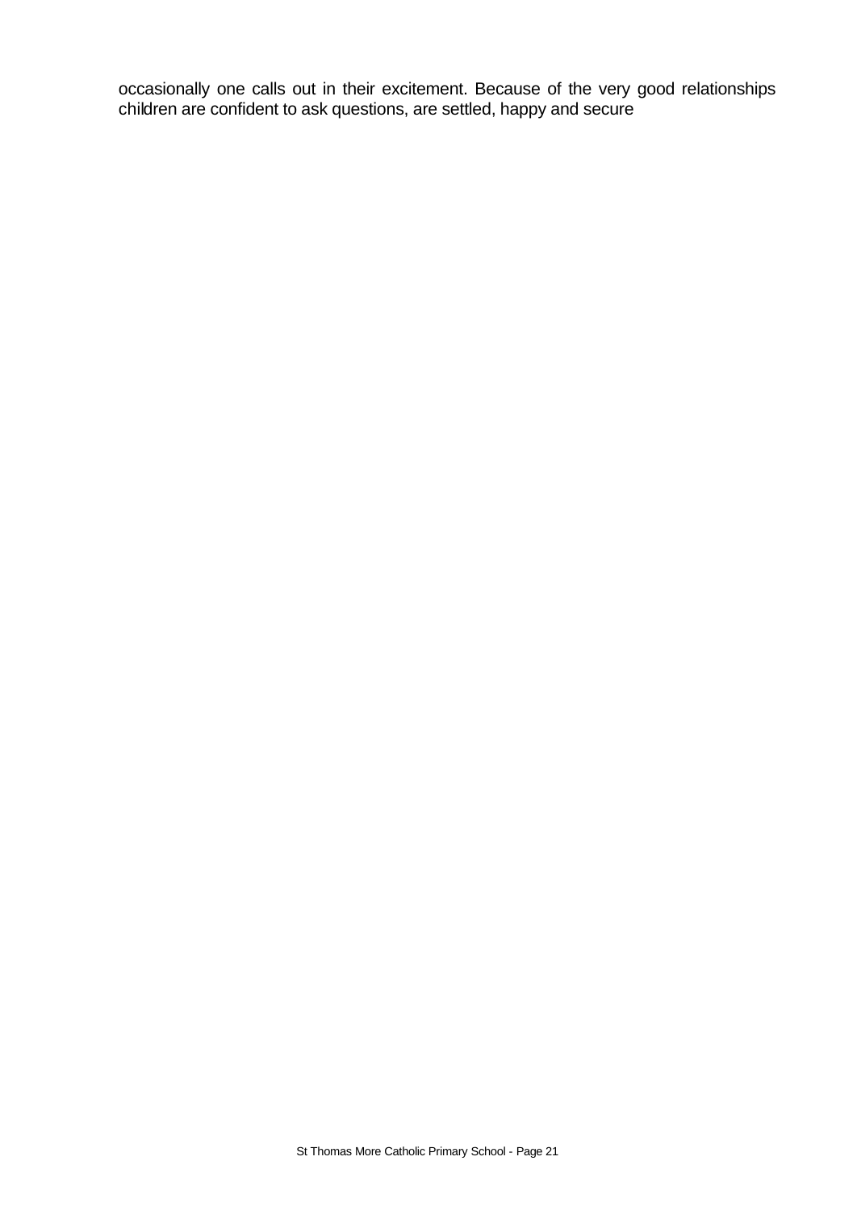occasionally one calls out in their excitement. Because of the very good relationships children are confident to ask questions, are settled, happy and secure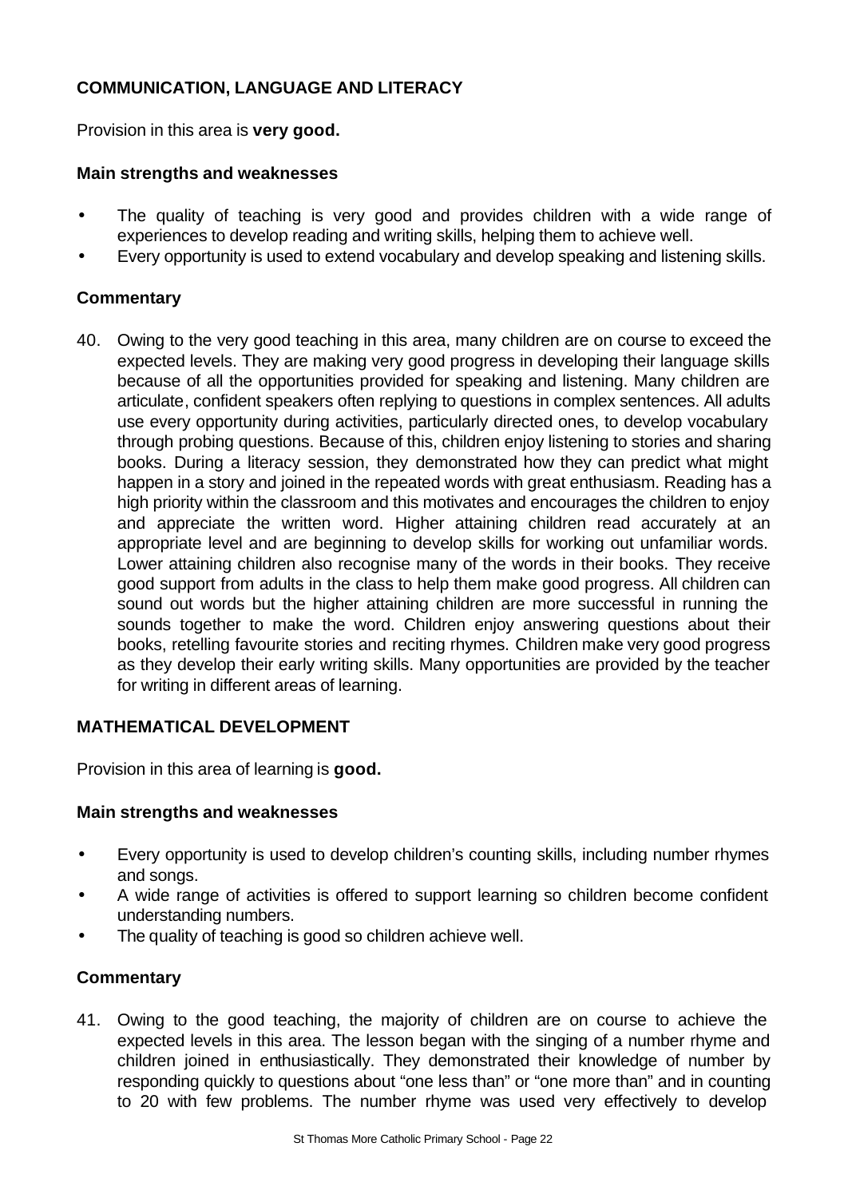## COMMUNICATION, LANGUAGE AND LITERACY

Provision in this area is **very good.**

### Main strengths and weaknesses

- The quality of teaching is very good and provides children with a wide range of experiences to develop reading and writing skills, helping them to achieve well.
- Every opportunity is used to extend vocabulary and develop speaking and listening skills.

### Commentary

40. Owing to the very good teaching in this area, many children are on course to exceed the expected levels. They are making very good progress in developing their language skills because of all the opportunities provided for speaking and listening. Many children are articulate, confident speakers often replying to questions in complex sentences. All adults use every opportunity during activities, particularly directed ones, to develop vocabulary through probing questions. Because of this, children enjoy listening to stories and sharing books. During a literacy session, they demonstrated how they can predict what might happen in a story and joined in the repeated words with great enthusiasm. Reading has a high priority within the classroom and this motivates and encourages the children to enjoy and appreciate the written word. Higher attaining children read accurately at an appropriate level and are beginning to develop skills for working out unfamiliar words. Lower attaining children also recognise many of the words in their books. They receive good support from adults in the class to help them make good progress. All children can sound out words but the higher attaining children are more successful in running the sounds together to make the word. Children enjoy answering questions about their books, retelling favourite stories and reciting rhymes. Children make very good progress as they develop their early writing skills. Many opportunities are provided by the teacher for writing in different areas of learning.

## MATHEMATICAL DEVELOPMENT

Provision in this area of learning is **good.**

### Main strengths and weaknesses

- Every opportunity is used to develop children's counting skills, including number rhymes and songs.
- A wide range of activities is offered to support learning so children become confident understanding numbers.
- The quality of teaching is good so children achieve well.

### Commentary

41. Owing to the good teaching, the majority of children are on course to achieve the expected levels in this area. The lesson began with the singing of a number rhyme and children joined in enthusiastically. They demonstrated their knowledge of number by responding quickly to questions about "one less than" or "one more than" and in counting to 20 with few problems. The number rhyme was used very effectively to develop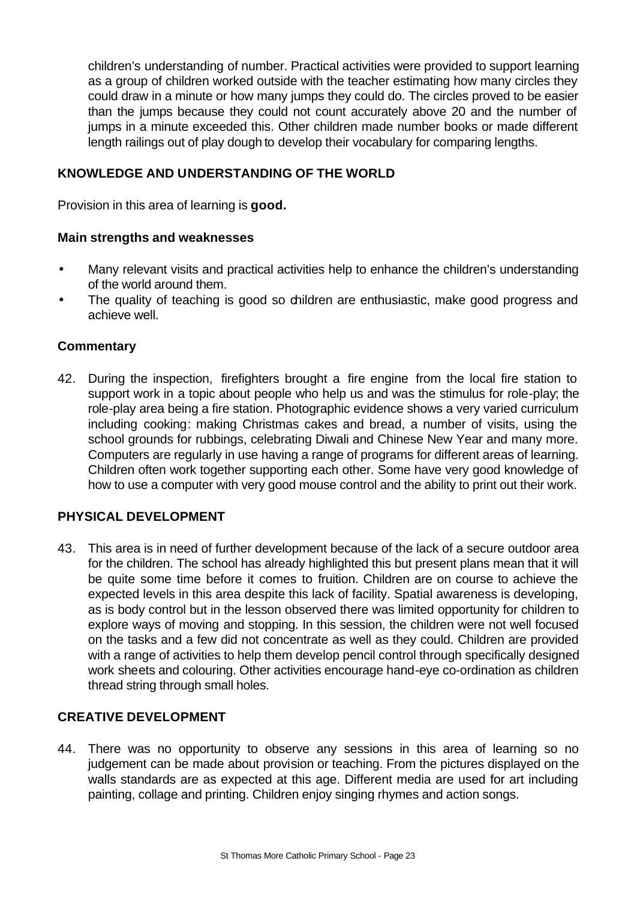children's understanding of number. Practical activities were provided to support learning as a group of children worked outside with the teacher estimating how many circles they could draw in a minute or how many jumps they could do. The circles proved to be easier than the jumps because they could not count accurately above 20 and the number of jumps in a minute exceeded this. Other children made number books or made different length railings out of play dough to develop their vocabulary for comparing lengths.

## KNOWLEDGE AND UNDERSTANDING OF THE WORLD

Provision in this area of learning is **good.**

### Main strengths and weaknesses

- Many relevant visits and practical activities help to enhance the children's understanding of the world around them.
- The quality of teaching is good so children are enthusiastic, make good progress and achieve well.

### Commentary

42. During the inspection, firefighters brought a fire engine from the local fire station to support work in a topic about people who help us and was the stimulus for role-play; the role-play area being a fire station. Photographic evidence shows a very varied curriculum including cooking: making Christmas cakes and bread, a number of visits, using the school grounds for rubbings, celebrating Diwali and Chinese New Year and many more. Computers are regularly in use having a range of programs for different areas of learning. Children often work together supporting each other. Some have very good knowledge of how to use a computer with very good mouse control and the ability to print out their work.

## PHYSICAL DEVELOPMENT

43. This area is in need of further development because of the lack of a secure outdoor area for the children. The school has already highlighted this but present plans mean that it will be quite some time before it comes to fruition. Children are on course to achieve the expected levels in this area despite this lack of facility. Spatial awareness is developing, as is body control but in the lesson observed there was limited opportunity for children to explore ways of moving and stopping. In this session, the children were not well focused on the tasks and a few did not concentrate as well as they could. Children are provided with a range of activities to help them develop pencil control through specifically designed work sheets and colouring. Other activities encourage hand-eye co-ordination as children thread string through small holes.

## CREATIVE DEVELOPMENT

44. There was no opportunity to observe any sessions in this area of learning so no judgement can be made about provision or teaching. From the pictures displayed on the walls standards are as expected at this age. Different media are used for art including painting, collage and printing. Children enjoy singing rhymes and action songs.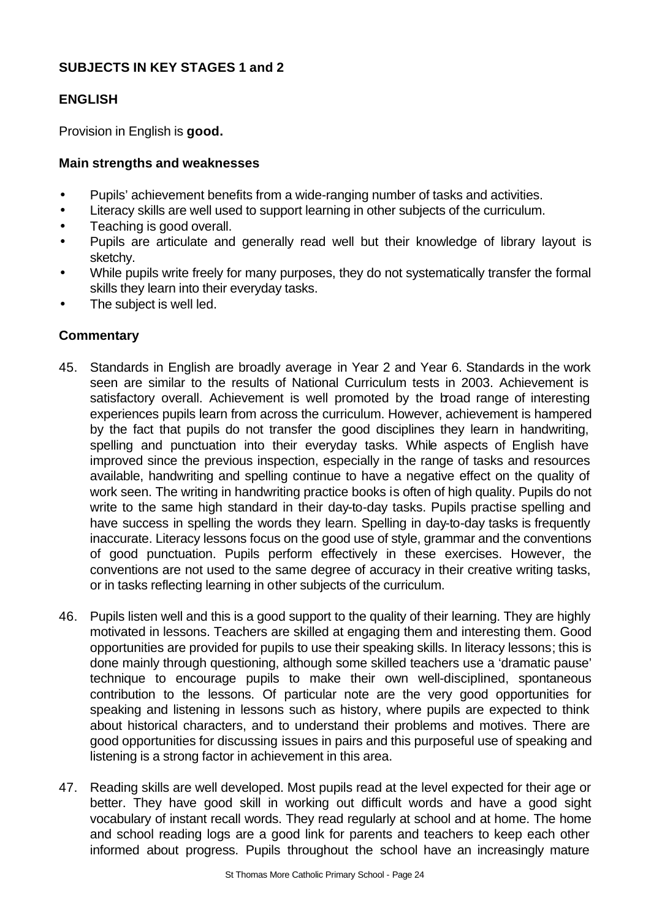## SUBJECTS IN KEY STAGES 1 and 2

### ENGLISH

Provision in English is **good.**

#### Main strengths and weaknesses

- Pupils' achievement benefits from a wide-ranging number of tasks and activities.
- Literacy skills are well used to support learning in other subjects of the curriculum.
- Teaching is good overall.
- Pupils are articulate and generally read well but their knowledge of library layout is sketchy.
- While pupils write freely for many purposes, they do not systematically transfer the formal skills they learn into their everyday tasks.
- The subject is well led.

#### Commentary

45. Standards in English are broadly average in Year 2 and Year 6. Standards in the work seen are similar to the results of National Curriculum tests in 2003. Achievement is satisfactory overall. Achievement is well promoted by the broad range of interesting experiences pupils learn from across the curriculum. However, achievement is hampered by the fact that pupils do not transfer the good disciplines they learn in handwriting, spelling and punctuation into their everyday tasks. While aspects of English have improved since the previous inspection, especially in the range of tasks and resources available, handwriting and spelling continue to have a negative effect on the quality of work seen. The writing in handwriting practice books is often of high quality. Pupils do not write to the same high standard in their day-to-day tasks. Pupils practise spelling and have success in spelling the words they learn. Spelling in day-to-day tasks is frequently inaccurate. Literacy lessons focus on the good use of style, grammar and the conventions of good punctuation. Pupils perform effectively in these exercises. However, the conventions are not used to the same degree of accuracy in their creative writing tasks, or in tasks reflecting learning in other subjects of the curriculum.

46. Pupils listen well and this is a good support to the quality of their learning. They are highly motivated in lessons. Teachers are skilled at engaging them and interesting them. Good opportunities are provided for pupils to use their speaking skills. In literacy lessons; this is done mainly through questioning, although some skilled teachers use a 'dramatic pause' technique to encourage pupils to make their own well-disciplined, spontaneous contribution to the lessons. Of particular note are the very good opportunities for speaking and listening in lessons such as history, where pupils are expected to think about historical characters, and to understand their problems and motives. There are good opportunities for discussing issues in pairs and this purposeful use of speaking and listening is a strong factor in achievement in this area.

47. Reading skills are well developed. Most pupils read at the level expected for their age or better. They have good skill in working out difficult words and have a good sight vocabulary of instant recall words. They read regularly at school and at home. The home and school reading logs are a good link for parents and teachers to keep each other informed about progress. Pupils throughout the school have an increasingly mature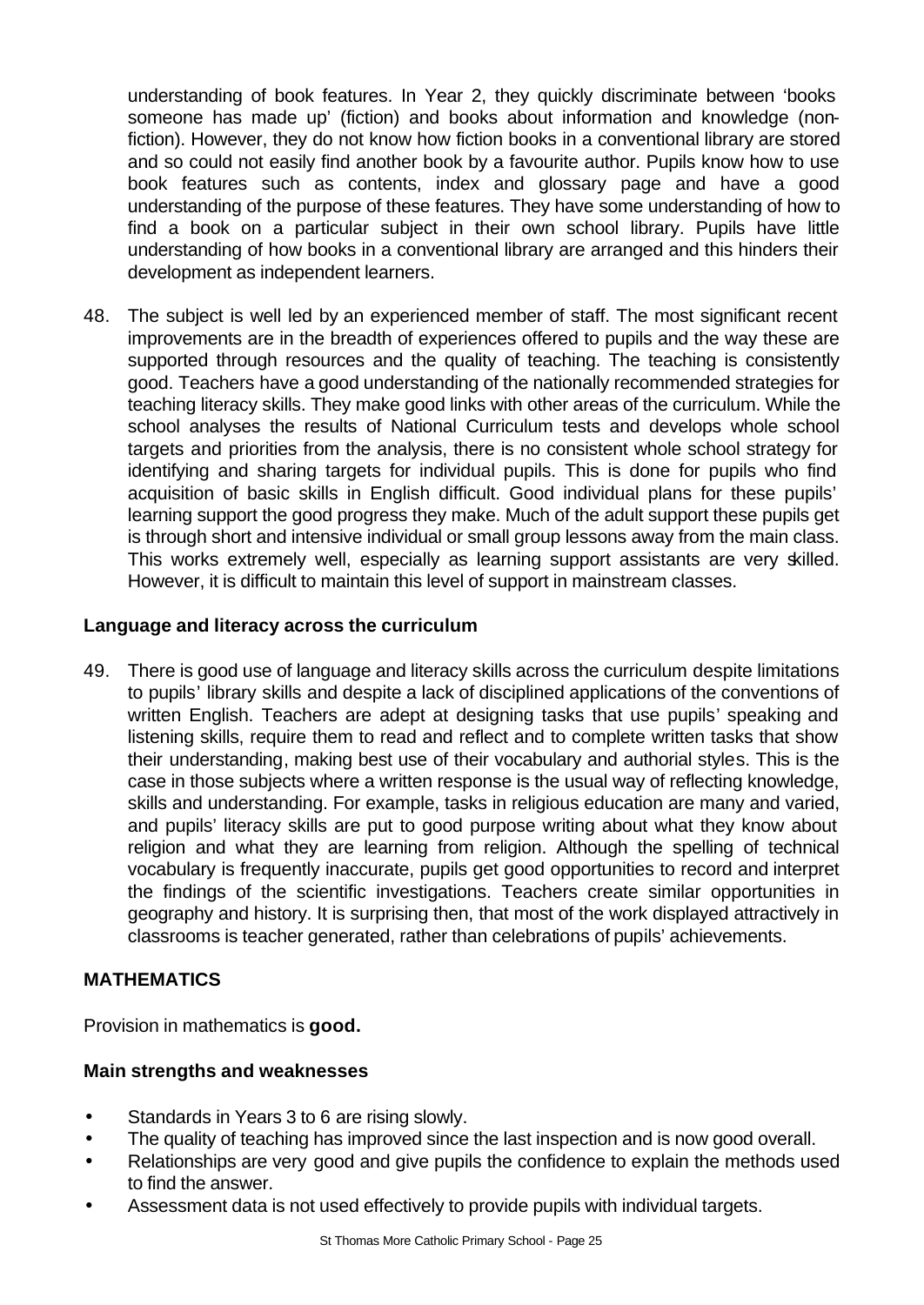understanding of book features. In Year 2, they quickly discriminate between 'books someone has made up' (fiction) and books about information and knowledge (non-fiction). However, they do not know how fiction books in a conventional library are stored and so could not easily find another book by a favourite author. Pupils know how to use book features such as contents, index and glossary page and have a good understanding of the purpose of these features. They have some understanding of how to find a book on a particular subject in their own school library. Pupils have little understanding of how books in a conventional library are arranged and this hinders their development as independent learners.

48. The subject is well led by an experienced member of staff. The most significant recent improvements are in the breadth of experiences offered to pupils and the way these are supported through resources and the quality of teaching. The teaching is consistently good. Teachers have a good understanding of the nationally recommended strategies for teaching literacy skills. They make good links with other areas of the curriculum. While the school analyses the results of National Curriculum tests and develops whole school targets and priorities from the analysis, there is no consistent whole school strategy for identifying and sharing targets for individual pupils. This is done for pupils who find acquisition of basic skills in English difficult. Good individual plans for these pupils' learning support the good progress they make. Much of the adult support these pupils get is through short and intensive individual or small group lessons away from the main class. This works extremely well, especially as learning support assistants are very skilled. However, it is difficult to maintain this level of support in mainstream classes.

### Language and literacy across the curriculum

49. There is good use of language and literacy skills across the curriculum despite limitations to pupils' library skills and despite a lack of disciplined applications of the conventions of written English. Teachers are adept at designing tasks that use pupils' speaking and listening skills, require them to read and reflect and to complete written tasks that show their understanding, making best use of their vocabulary and authorial styles. This is the case in those subjects where a written response is the usual way of reflecting knowledge, skills and understanding. For example, tasks in religious education are many and varied, and pupils' literacy skills are put to good purpose writing about what they know about religion and what they are learning from religion. Although the spelling of technical vocabulary is frequently inaccurate, pupils get good opportunities to record and interpret the findings of the scientific investigations. Teachers create similar opportunities in geography and history. It is surprising then, that most of the work displayed attractively in classrooms is teacher generated, rather than celebrations of pupils' achievements.

## MATHEMATICS

Provision in mathematics is **good.**

### Main strengths and weaknesses

- Standards in Years 3 to 6 are rising slowly.
- The quality of teaching has improved since the last inspection and is now good overall.
- Relationships are very good and give pupils the confidence to explain the methods used to find the answer.
- Assessment data is not used effectively to provide pupils with individual targets.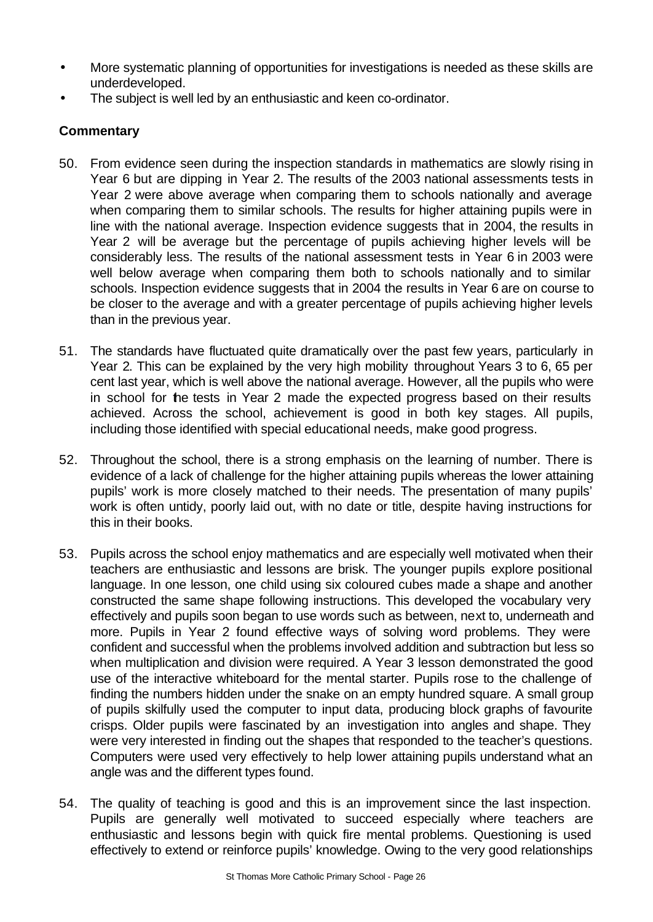- More systematic planning of opportunities for investigations is needed as these skills are underdeveloped.
- The subject is well led by an enthusiastic and keen co-ordinator.

**Commentary**

50. From evidence seen during the inspection standards in mathematics are slowly rising in Year 6 but are dipping in Year 2. The results of the 2003 national assessments tests in Year 2 were above average when comparing them to schools nationally and average when comparing them to similar schools. The results for higher attaining pupils were in line with the national average. Inspection evidence suggests that in 2004, the results in Year 2 will be average but the percentage of pupils achieving higher levels will be considerably less. The results of the national assessment tests in Year 6 in 2003 were well below average when comparing them both to schools nationally and to similar schools. Inspection evidence suggests that in 2004 the results in Year 6 are on course to be closer to the average and with a greater percentage of pupils achieving higher levels than in the previous year.

51. The standards have fluctuated quite dramatically over the past few years, particularly in Year 2. This can be explained by the very high mobility throughout Years 3 to 6, 65 per cent last year, which is well above the national average. However, all the pupils who were in school for the tests in Year 2 made the expected progress based on their results achieved. Across the school, achievement is good in both key stages. All pupils, including those identified with special educational needs, make good progress.

52. Throughout the school, there is a strong emphasis on the learning of number. There is evidence of a lack of challenge for the higher attaining pupils whereas the lower attaining pupils' work is more closely matched to their needs. The presentation of many pupils' work is often untidy, poorly laid out, with no date or title, despite having instructions for this in their books.

53. Pupils across the school enjoy mathematics and are especially well motivated when their teachers are enthusiastic and lessons are brisk. The younger pupils explore positional language. In one lesson, one child using six coloured cubes made a shape and another constructed the same shape following instructions. This developed the vocabulary very effectively and pupils soon began to use words such as between, next to, underneath and more. Pupils in Year 2 found effective ways of solving word problems. They were confident and successful when the problems involved addition and subtraction but less so when multiplication and division were required. A Year 3 lesson demonstrated the good use of the interactive whiteboard for the mental starter. Pupils rose to the challenge of finding the numbers hidden under the snake on an empty hundred square. A small group of pupils skilfully used the computer to input data, producing block graphs of favourite crisps. Older pupils were fascinated by an investigation into angles and shape. They were very interested in finding out the shapes that responded to the teacher's questions. Computers were used very effectively to help lower attaining pupils understand what an angle was and the different types found.

54. The quality of teaching is good and this is an improvement since the last inspection. Pupils are generally well motivated to succeed especially where teachers are enthusiastic and lessons begin with quick fire mental problems. Questioning is used effectively to extend or reinforce pupils' knowledge. Owing to the very good relationships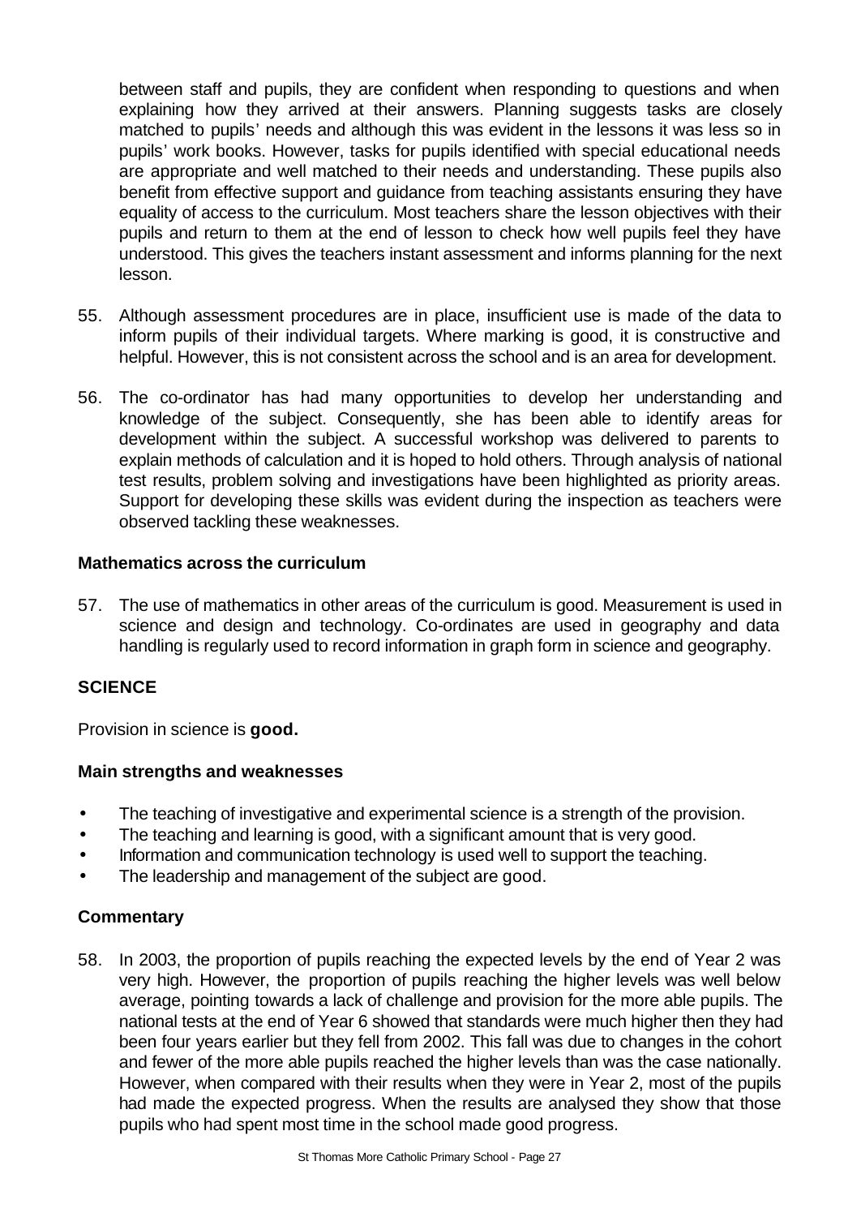between staff and pupils, they are confident when responding to questions and when explaining how they arrived at their answers. Planning suggests tasks are closely matched to pupils' needs and although this was evident in the lessons it was less so in pupils' work books. However, tasks for pupils identified with special educational needs are appropriate and well matched to their needs and understanding. These pupils also benefit from effective support and guidance from teaching assistants ensuring they have equality of access to the curriculum. Most teachers share the lesson objectives with their pupils and return to them at the end of lesson to check how well pupils feel they have understood. This gives the teachers instant assessment and informs planning for the next lesson.

55. Although assessment procedures are in place, insufficient use is made of the data to inform pupils of their individual targets. Where marking is good, it is constructive and helpful. However, this is not consistent across the school and is an area for development.

56. The co-ordinator has had many opportunities to develop her understanding and knowledge of the subject. Consequently, she has been able to identify areas for development within the subject. A successful workshop was delivered to parents to explain methods of calculation and it is hoped to hold others. Through analysis of national test results, problem solving and investigations have been highlighted as priority areas. Support for developing these skills was evident during the inspection as teachers were observed tackling these weaknesses.

### Mathematics across the curriculum

57. The use of mathematics in other areas of the curriculum is good. Measurement is used in science and design and technology. Co-ordinates are used in geography and data handling is regularly used to record information in graph form in science and geography.

## SCIENCE

Provision in science is **good.**

### Main strengths and weaknesses

- The teaching of investigative and experimental science is a strength of the provision.
- The teaching and learning is good, with a significant amount that is very good.
- Information and communication technology is used well to support the teaching.
- The leadership and management of the subject are good.

### Commentary

58. In 2003, the proportion of pupils reaching the expected levels by the end of Year 2 was very high. However, the proportion of pupils reaching the higher levels was well below average, pointing towards a lack of challenge and provision for the more able pupils. The national tests at the end of Year 6 showed that standards were much higher then they had been four years earlier but they fell from 2002. This fall was due to changes in the cohort and fewer of the more able pupils reached the higher levels than was the case nationally. However, when compared with their results when they were in Year 2, most of the pupils had made the expected progress. When the results are analysed they show that those pupils who had spent most time in the school made good progress.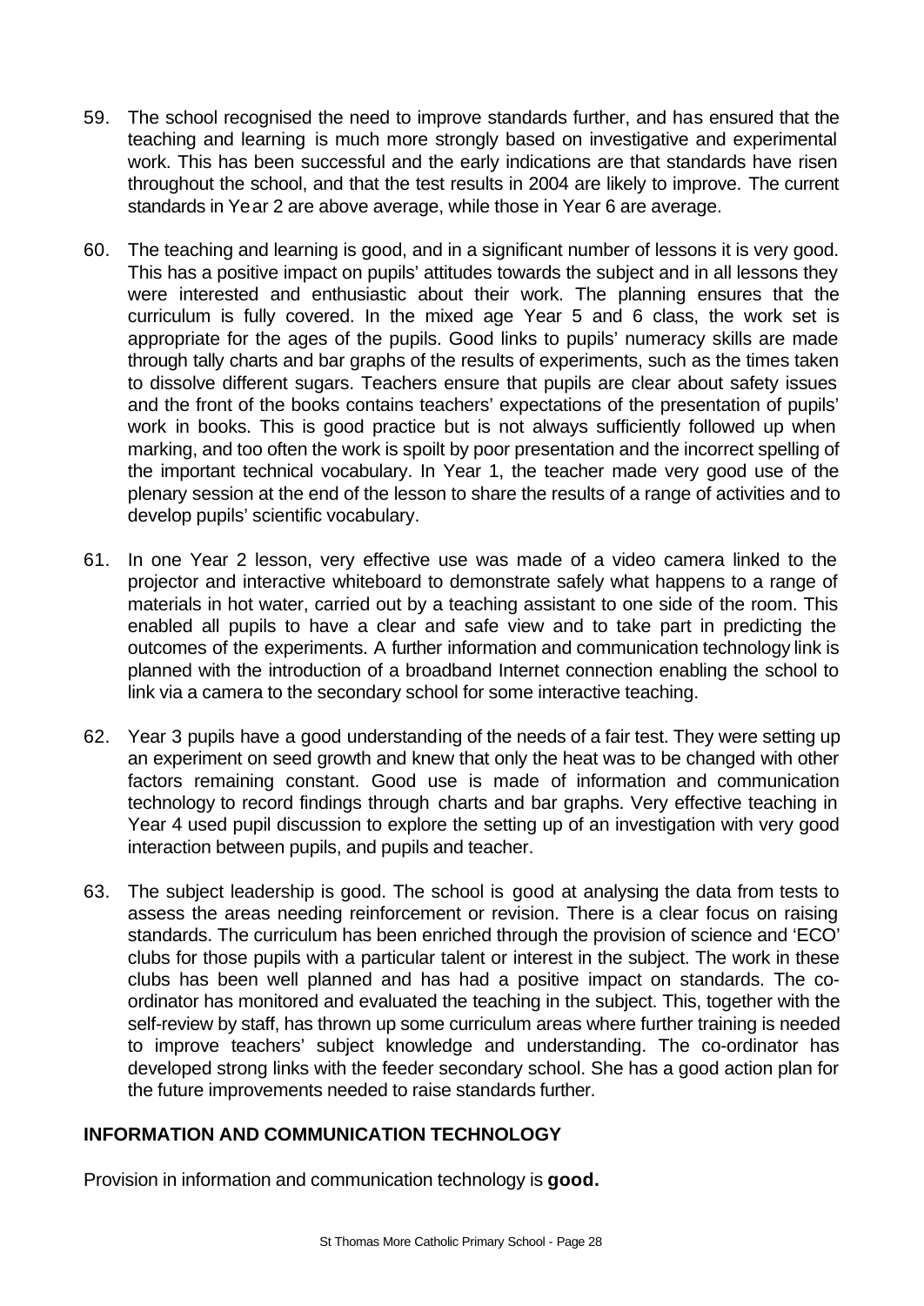59. The school recognised the need to improve standards further, and has ensured that the teaching and learning is much more strongly based on investigative and experimental work. This has been successful and the early indications are that standards have risen throughout the school, and that the test results in 2004 are likely to improve. The current standards in Year 2 are above average, while those in Year 6 are average.

60. The teaching and learning is good, and in a significant number of lessons it is very good. This has a positive impact on pupils' attitudes towards the subject and in all lessons they were interested and enthusiastic about their work. The planning ensures that the curriculum is fully covered. In the mixed age Year 5 and 6 class, the work set is appropriate for the ages of the pupils. Good links to pupils' numeracy skills are made through tally charts and bar graphs of the results of experiments, such as the times taken to dissolve different sugars. Teachers ensure that pupils are clear about safety issues and the front of the books contains teachers' expectations of the presentation of pupils' work in books. This is good practice but is not always sufficiently followed up when marking, and too often the work is spoilt by poor presentation and the incorrect spelling of the important technical vocabulary. In Year 1, the teacher made very good use of the plenary session at the end of the lesson to share the results of a range of activities and to develop pupils' scientific vocabulary.

61. In one Year 2 lesson, very effective use was made of a video camera linked to the projector and interactive whiteboard to demonstrate safely what happens to a range of materials in hot water, carried out by a teaching assistant to one side of the room. This enabled all pupils to have a clear and safe view and to take part in predicting the outcomes of the experiments. A further information and communication technology link is planned with the introduction of a broadband Internet connection enabling the school to link via a camera to the secondary school for some interactive teaching.

62. Year 3 pupils have a good understanding of the needs of a fair test. They were setting up an experiment on seed growth and knew that only the heat was to be changed with other factors remaining constant. Good use is made of information and communication technology to record findings through charts and bar graphs. Very effective teaching in Year 4 used pupil discussion to explore the setting up of an investigation with very good interaction between pupils, and pupils and teacher.

63. The subject leadership is good. The school is good at analysing the data from tests to assess the areas needing reinforcement or revision. There is a clear focus on raising standards. The curriculum has been enriched through the provision of science and 'ECO' clubs for those pupils with a particular talent or interest in the subject. The work in these clubs has been well planned and has had a positive impact on standards. The co-ordinator has monitored and evaluated the teaching in the subject. This, together with the self-review by staff, has thrown up some curriculum areas where further training is needed to improve teachers' subject knowledge and understanding. The co-ordinator has developed strong links with the feeder secondary school. She has a good action plan for the future improvements needed to raise standards further.

## INFORMATION AND COMMUNICATION TECHNOLOGY

Provision in information and communication technology is **good.**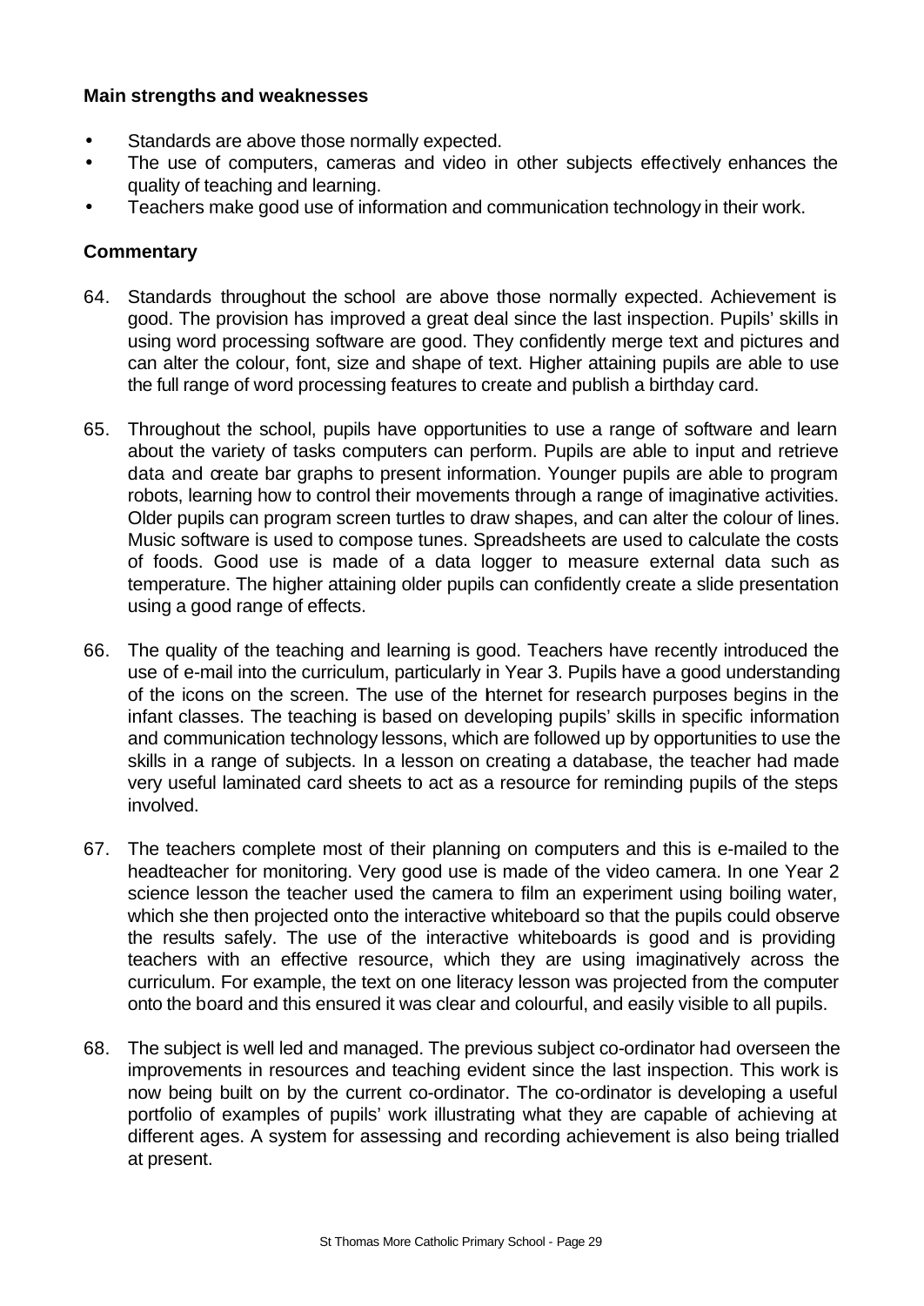**Main strengths and weaknesses**

- Standards are above those normally expected.
- The use of computers, cameras and video in other subjects effectively enhances the quality of teaching and learning.
- Teachers make good use of information and communication technology in their work.

**Commentary**

64. Standards throughout the school are above those normally expected. Achievement is good. The provision has improved a great deal since the last inspection. Pupils' skills in using word processing software are good. They confidently merge text and pictures and can alter the colour, font, size and shape of text. Higher attaining pupils are able to use the full range of word processing features to create and publish a birthday card.

65. Throughout the school, pupils have opportunities to use a range of software and learn about the variety of tasks computers can perform. Pupils are able to input and retrieve data and create bar graphs to present information. Younger pupils are able to program robots, learning how to control their movements through a range of imaginative activities. Older pupils can program screen turtles to draw shapes, and can alter the colour of lines. Music software is used to compose tunes. Spreadsheets are used to calculate the costs of foods. Good use is made of a data logger to measure external data such as temperature. The higher attaining older pupils can confidently create a slide presentation using a good range of effects.

66. The quality of the teaching and learning is good. Teachers have recently introduced the use of e-mail into the curriculum, particularly in Year 3. Pupils have a good understanding of the icons on the screen. The use of the Internet for research purposes begins in the infant classes. The teaching is based on developing pupils' skills in specific information and communication technology lessons, which are followed up by opportunities to use the skills in a range of subjects. In a lesson on creating a database, the teacher had made very useful laminated card sheets to act as a resource for reminding pupils of the steps involved.

67. The teachers complete most of their planning on computers and this is e-mailed to the headteacher for monitoring. Very good use is made of the video camera. In one Year 2 science lesson the teacher used the camera to film an experiment using boiling water, which she then projected onto the interactive whiteboard so that the pupils could observe the results safely. The use of the interactive whiteboards is good and is providing teachers with an effective resource, which they are using imaginatively across the curriculum. For example, the text on one literacy lesson was projected from the computer onto the board and this ensured it was clear and colourful, and easily visible to all pupils.

68. The subject is well led and managed. The previous subject co-ordinator had overseen the improvements in resources and teaching evident since the last inspection. This work is now being built on by the current co-ordinator. The co-ordinator is developing a useful portfolio of examples of pupils' work illustrating what they are capable of achieving at different ages. A system for assessing and recording achievement is also being trialled at present.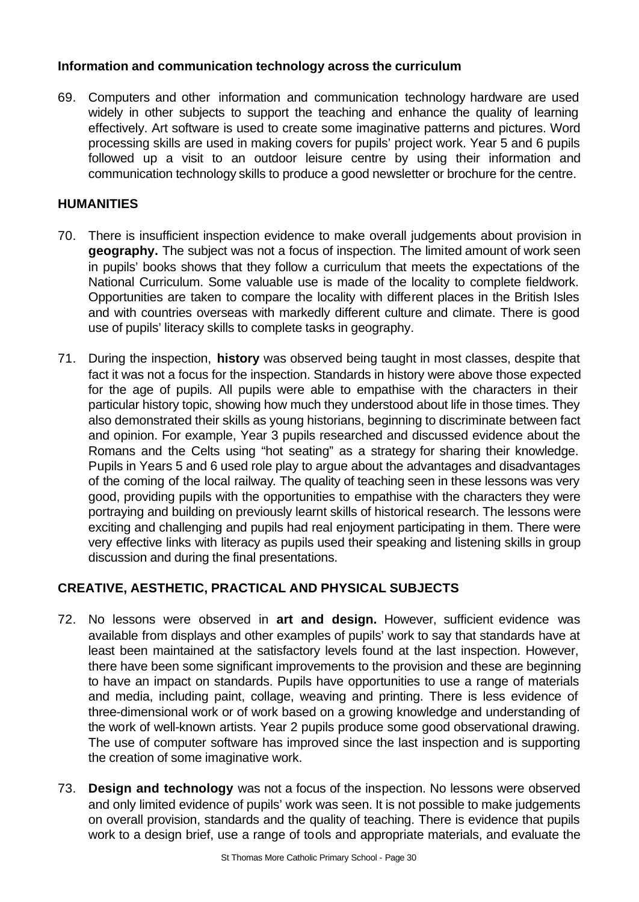### Information and communication technology across the curriculum

69. Computers and other information and communication technology hardware are used widely in other subjects to support the teaching and enhance the quality of learning effectively. Art software is used to create some imaginative patterns and pictures. Word processing skills are used in making covers for pupils' project work. Year 5 and 6 pupils followed up a visit to an outdoor leisure centre by using their information and communication technology skills to produce a good newsletter or brochure for the centre.

## HUMANITIES

70. There is insufficient inspection evidence to make overall judgements about provision in **geography.** The subject was not a focus of inspection. The limited amount of work seen in pupils' books shows that they follow a curriculum that meets the expectations of the National Curriculum. Some valuable use is made of the locality to complete fieldwork. Opportunities are taken to compare the locality with different places in the British Isles and with countries overseas with markedly different culture and climate. There is good use of pupils' literacy skills to complete tasks in geography.

71. During the inspection, **history** was observed being taught in most classes, despite that fact it was not a focus for the inspection. Standards in history were above those expected for the age of pupils. All pupils were able to empathise with the characters in their particular history topic, showing how much they understood about life in those times. They also demonstrated their skills as young historians, beginning to discriminate between fact and opinion. For example, Year 3 pupils researched and discussed evidence about the Romans and the Celts using "hot seating" as a strategy for sharing their knowledge. Pupils in Years 5 and 6 used role play to argue about the advantages and disadvantages of the coming of the local railway. The quality of teaching seen in these lessons was very good, providing pupils with the opportunities to empathise with the characters they were portraying and building on previously learnt skills of historical research. The lessons were exciting and challenging and pupils had real enjoyment participating in them. There were very effective links with literacy as pupils used their speaking and listening skills in group discussion and during the final presentations.

## CREATIVE, AESTHETIC, PRACTICAL AND PHYSICAL SUBJECTS

72. No lessons were observed in **art and design.** However, sufficient evidence was available from displays and other examples of pupils' work to say that standards have at least been maintained at the satisfactory levels found at the last inspection. However, there have been some significant improvements to the provision and these are beginning to have an impact on standards. Pupils have opportunities to use a range of materials and media, including paint, collage, weaving and printing. There is less evidence of three-dimensional work or of work based on a growing knowledge and understanding of the work of well-known artists. Year 2 pupils produce some good observational drawing. The use of computer software has improved since the last inspection and is supporting the creation of some imaginative work.

73. **Design and technology** was not a focus of the inspection. No lessons were observed and only limited evidence of pupils' work was seen. It is not possible to make judgements on overall provision, standards and the quality of teaching. There is evidence that pupils work to a design brief, use a range of tools and appropriate materials, and evaluate the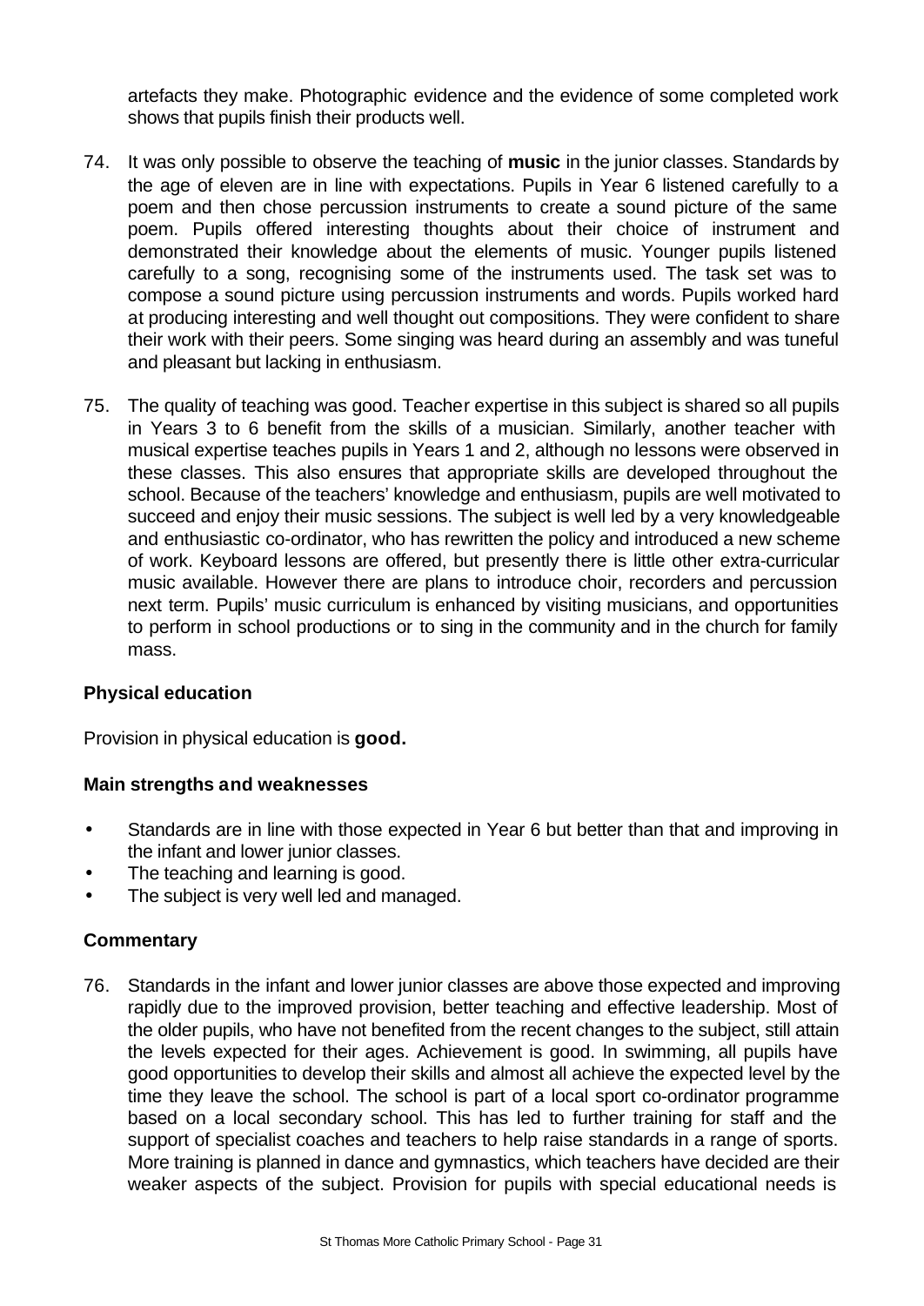artefacts they make. Photographic evidence and the evidence of some completed work shows that pupils finish their products well.

74. It was only possible to observe the teaching of **music** in the junior classes. Standards by the age of eleven are in line with expectations. Pupils in Year 6 listened carefully to a poem and then chose percussion instruments to create a sound picture of the same poem. Pupils offered interesting thoughts about their choice of instrument and demonstrated their knowledge about the elements of music. Younger pupils listened carefully to a song, recognising some of the instruments used. The task set was to compose a sound picture using percussion instruments and words. Pupils worked hard at producing interesting and well thought out compositions. They were confident to share their work with their peers. Some singing was heard during an assembly and was tuneful and pleasant but lacking in enthusiasm.

75. The quality of teaching was good. Teacher expertise in this subject is shared so all pupils in Years 3 to 6 benefit from the skills of a musician. Similarly, another teacher with musical expertise teaches pupils in Years 1 and 2, although no lessons were observed in these classes. This also ensures that appropriate skills are developed throughout the school. Because of the teachers' knowledge and enthusiasm, pupils are well motivated to succeed and enjoy their music sessions. The subject is well led by a very knowledgeable and enthusiastic co-ordinator, who has rewritten the policy and introduced a new scheme of work. Keyboard lessons are offered, but presently there is little other extra-curricular music available. However there are plans to introduce choir, recorders and percussion next term. Pupils' music curriculum is enhanced by visiting musicians, and opportunities to perform in school productions or to sing in the community and in the church for family mass.

### Physical education

Provision in physical education is **good.**

#### Main strengths and weaknesses

- Standards are in line with those expected in Year 6 but better than that and improving in the infant and lower junior classes.
- The teaching and learning is good.
- The subject is very well led and managed.

#### Commentary

76. Standards in the infant and lower junior classes are above those expected and improving rapidly due to the improved provision, better teaching and effective leadership. Most of the older pupils, who have not benefited from the recent changes to the subject, still attain the levels expected for their ages. Achievement is good. In swimming, all pupils have good opportunities to develop their skills and almost all achieve the expected level by the time they leave the school. The school is part of a local sport co-ordinator programme based on a local secondary school. This has led to further training for staff and the support of specialist coaches and teachers to help raise standards in a range of sports. More training is planned in dance and gymnastics, which teachers have decided are their weaker aspects of the subject. Provision for pupils with special educational needs is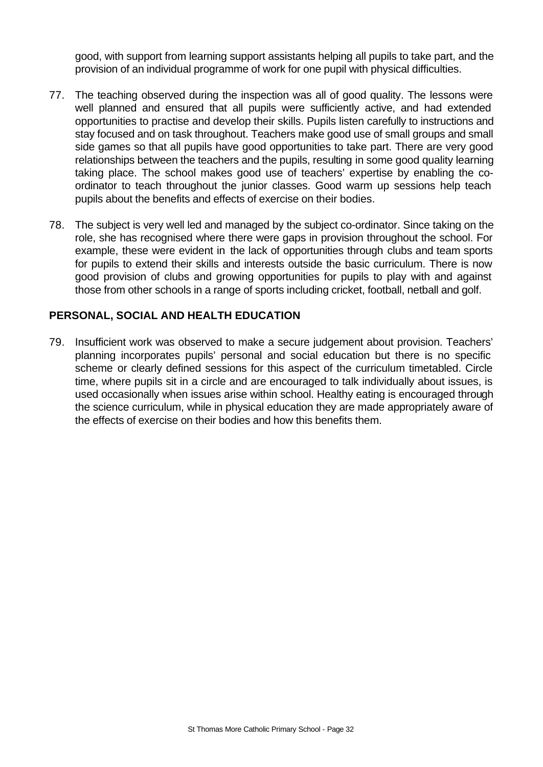good, with support from learning support assistants helping all pupils to take part, and the provision of an individual programme of work for one pupil with physical difficulties.

77. The teaching observed during the inspection was all of good quality. The lessons were well planned and ensured that all pupils were sufficiently active, and had extended opportunities to practise and develop their skills. Pupils listen carefully to instructions and stay focused and on task throughout. Teachers make good use of small groups and small side games so that all pupils have good opportunities to take part. There are very good relationships between the teachers and the pupils, resulting in some good quality learning taking place. The school makes good use of teachers' expertise by enabling the co-ordinator to teach throughout the junior classes. Good warm up sessions help teach pupils about the benefits and effects of exercise on their bodies.

78. The subject is very well led and managed by the subject co-ordinator. Since taking on the role, she has recognised where there were gaps in provision throughout the school. For example, these were evident in the lack of opportunities through clubs and team sports for pupils to extend their skills and interests outside the basic curriculum. There is now good provision of clubs and growing opportunities for pupils to play with and against those from other schools in a range of sports including cricket, football, netball and golf.

## PERSONAL, SOCIAL AND HEALTH EDUCATION

79. Insufficient work was observed to make a secure judgement about provision. Teachers' planning incorporates pupils' personal and social education but there is no specific scheme or clearly defined sessions for this aspect of the curriculum timetabled. Circle time, where pupils sit in a circle and are encouraged to talk individually about issues, is used occasionally when issues arise within school. Healthy eating is encouraged through the science curriculum, while in physical education they are made appropriately aware of the effects of exercise on their bodies and how this benefits them.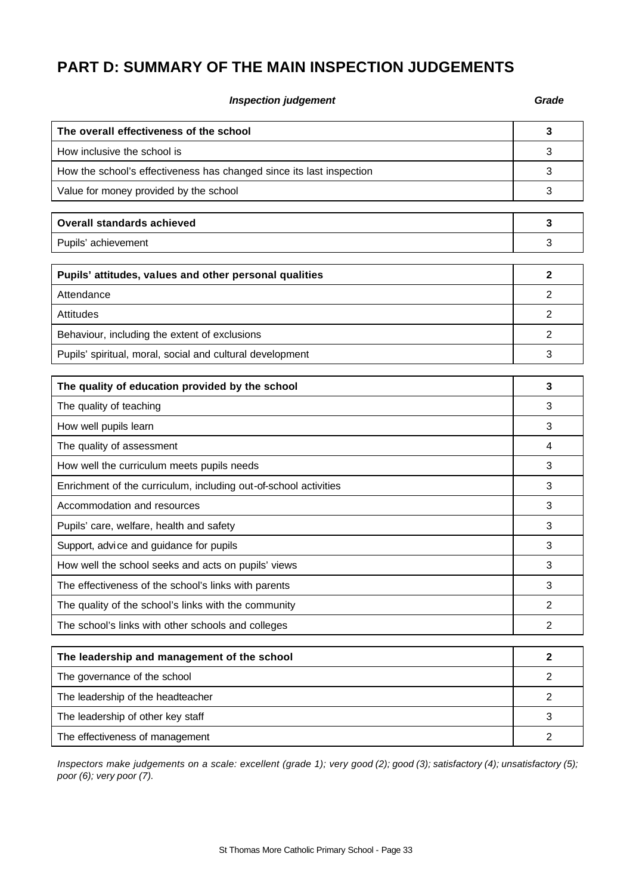# PART D: SUMMARY OF THE MAIN INSPECTION JUDGEMENTS

| *Inspection judgement* | *Grade* |
|---|---|
| **The overall effectiveness of the school** | **3** |
| How inclusive the school is | 3 |
| How the school's effectiveness has changed since its last inspection | 3 |
| Value for money provided by the school | 3 |
| **Overall standards achieved** | **3** |
| Pupils' achievement | 3 |
| **Pupils' attitudes, values and other personal qualities** | **2** |
| Attendance | 2 |
| Attitudes | 2 |
| Behaviour, including the extent of exclusions | 2 |
| Pupils' spiritual, moral, social and cultural development | 3 |
| **The quality of education provided by the school** | **3** |
| The quality of teaching | 3 |
| How well pupils learn | 3 |
| The quality of assessment | 4 |
| How well the curriculum meets pupils needs | 3 |
| Enrichment of the curriculum, including out-of-school activities | 3 |
| Accommodation and resources | 3 |
| Pupils' care, welfare, health and safety | 3 |
| Support, advice and guidance for pupils | 3 |
| How well the school seeks and acts on pupils' views | 3 |
| The effectiveness of the school's links with parents | 3 |
| The quality of the school's links with the community | 2 |
| The school's links with other schools and colleges | 2 |
| **The leadership and management of the school** | **2** |
| The governance of the school | 2 |
| The leadership of the headteacher | 2 |
| The leadership of other key staff | 3 |
| The effectiveness of management | 2 |

*Inspectors make judgements on a scale: excellent (grade 1); very good (2); good (3); satisfactory (4); unsatisfactory (5); poor (6); very poor (7).*